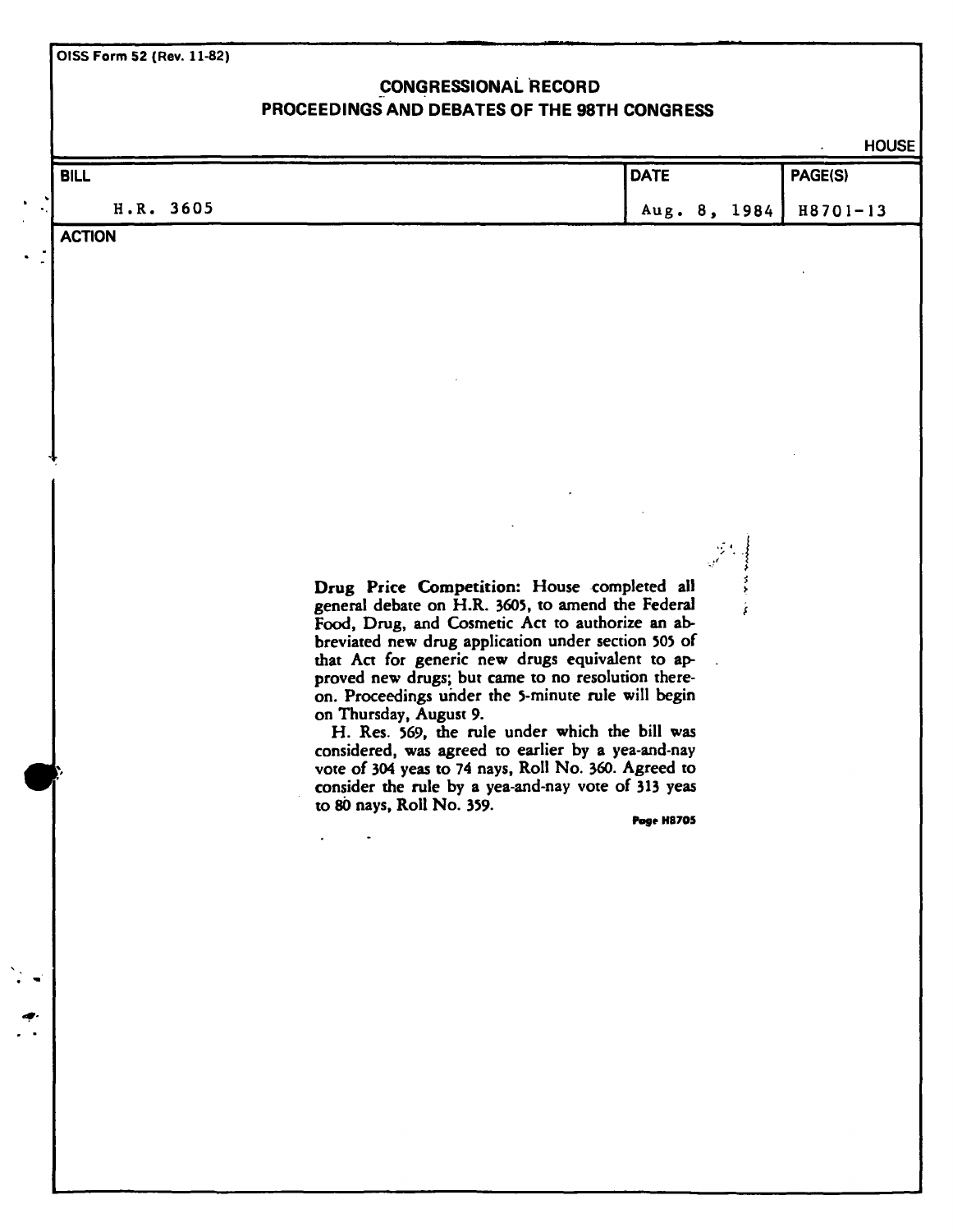OISS Form 52 (Rev. 11-82)

# CONGRESSIONAL RECORD
## PROCEEDINGS AND DEBATES OF THE 98TH CONGRESS

HOUSE

| BILL | DATE | PAGE(S) |
|---|---|---|
| H.R. 3605 | Aug. 8, 1984 | H8701-13 |

**ACTION**

**Drug Price Competition:** House completed all general debate on H.R. 3605, to amend the Federal Food, Drug, and Cosmetic Act to authorize an abbreviated new drug application under section 505 of that Act for generic new drugs equivalent to approved new drugs; but came to no resolution thereon. Proceedings under the 5-minute rule will begin on Thursday, August 9.

H. Res. 569, the rule under which the bill was considered, was agreed to earlier by a yea-and-nay vote of 304 yeas to 74 nays, Roll No. 360. Agreed to consider the rule by a yea-and-nay vote of 313 yeas to 80 nays, Roll No. 359.

**Page H8705**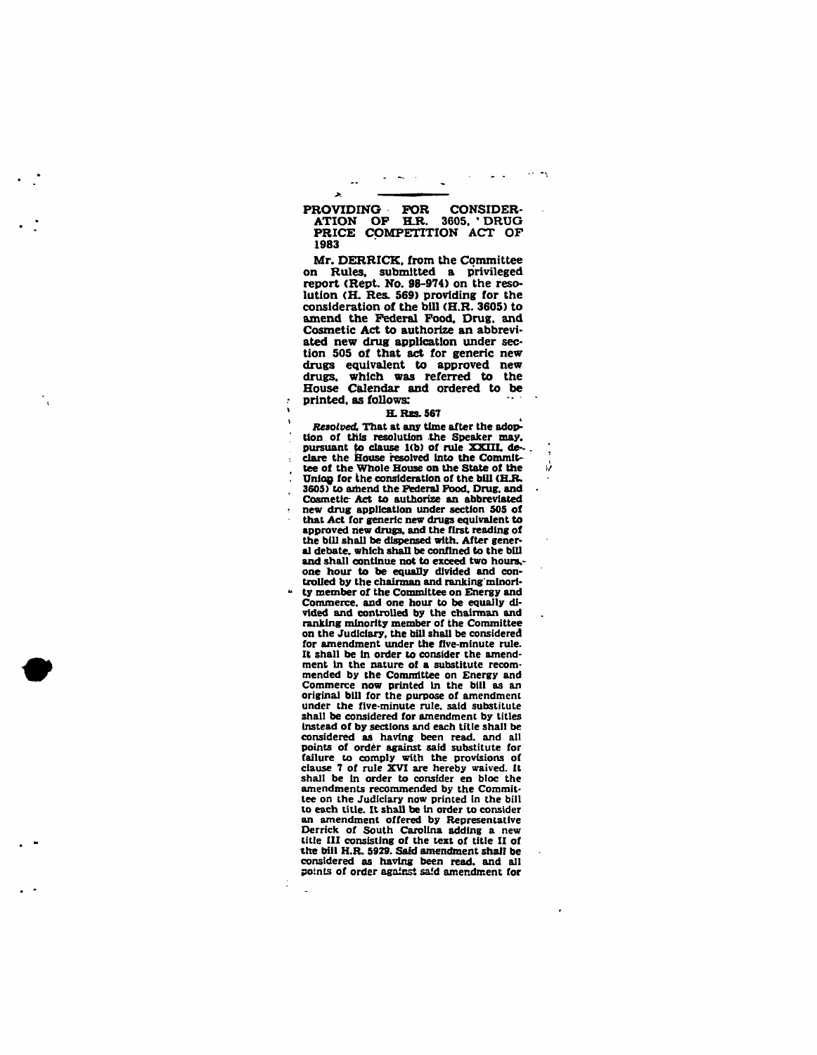## PROVIDING FOR CONSIDERATION OF H.R. 3605, 'DRUG PRICE COMPETITION ACT OF 1983

Mr. DERRICK, from the Committee on Rules, submitted a privileged report (Rept. No. 98-974) on the resolution (H. Res. 569) providing for the consideration of the bill (H.R. 3605) to amend the Federal Food, Drug, and Cosmetic Act to authorize an abbreviated new drug application under section 505 of that act for generic new drugs equivalent to approved new drugs, which was referred to the House Calendar and ordered to be printed, as follows:

H. RES. 567

*Resolved*, That at any time after the adoption of this resolution the Speaker may, pursuant to clause 1(b) of rule XXIII, declare the House resolved into the Committee of the Whole House on the State of the Union for the consideration of the bill (H.R. 3605) to amend the Federal Food, Drug, and Cosmetic Act to authorize an abbreviated new drug application under section 505 of that Act for generic new drugs equivalent to approved new drugs, and the first reading of the bill shall be dispensed with. After general debate, which shall be confined to the bill and shall continue not to exceed two hours, one hour to be equally divided and controlled by the chairman and ranking minority member of the Committee on Energy and Commerce, and one hour to be equally divided and controlled by the chairman and ranking minority member of the Committee on the Judiciary, the bill shall be considered for amendment under the five-minute rule. It shall be in order to consider the amendment in the nature of a substitute recommended by the Committee on Energy and Commerce now printed in the bill as an original bill for the purpose of amendment under the five-minute rule, said substitute shall be considered for amendment by titles instead of by sections and each title shall be considered as having been read, and all points of order against said substitute for failure to comply with the provisions of clause 7 of rule XVI are hereby waived. It shall be in order to consider en bloc the amendments recommended by the Committee on the Judiciary now printed in the bill to each title. It shall be in order to consider an amendment offered by Representative Derrick of South Carolina adding a new title III consisting of the text of title II of the bill H.R. 5929. Said amendment shall be considered as having been read, and all points of order against said amendment for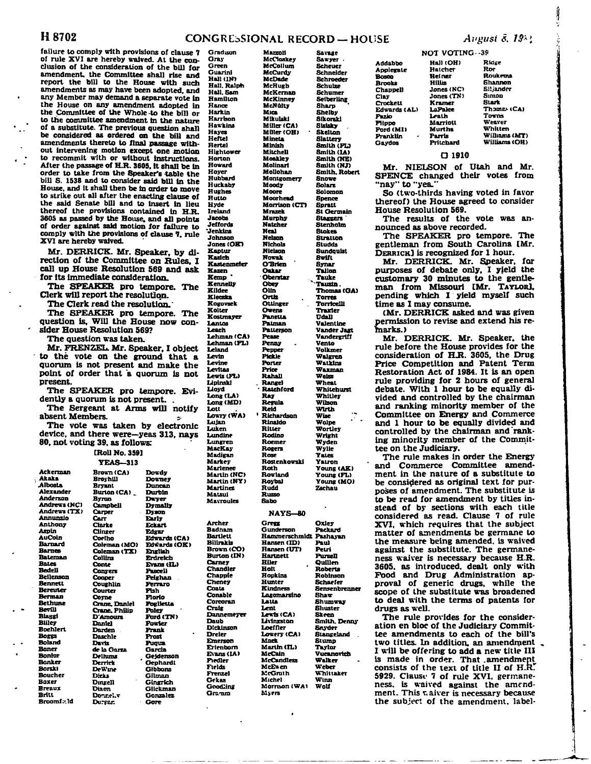failure to comply with provisions of clause 7 of rule XVI are hereby waived. At the conclusion of the consideration of the bill for amendment, the Committee shall rise and report the bill to the House with such amendments as may have been adopted, and any Member may demand a separate vote in the House on any amendment adopted in the Committee of the Whole to the bill or to the committee amendment in the nature of a substitute. The previous question shall be considered as ordered on the bill and amendments thereto to final passage without intervening motion except one motion to recommit with or without instructions. After the passage of H.R. 3605, it shall be in order to take from the Speaker's table the bill S. 1538 and to consider said bill in the House, and it shall then be in order to move to strike out all after the enacting clause of the said Senate bill and to insert in lieu thereof the provisions contained in H.R. 3605 as passed by the House, and all points of order against said motion for failure to comply with the provisions of clause 7, rule XVI are hereby waived.

Mr. DERRICK. Mr. Speaker, by direction of the Committee on Rules, I call up House Resolution 569 and ask for its immediate consideration.

The SPEAKER pro tempore. The Clerk will report the resolution.

The Clerk read the resolution.

The SPEAKER pro tempore. The question is, Will the House now consider House Resolution 569?

The question was taken.

Mr. FRENZEL. Mr. Speaker, I object to the vote on the ground that a quorum is not present and make the point of order that a quorum is not present.

The SPEAKER pro tempore. Evidently a quorum is not present.

The Sergeant at Arms will notify absent Members.

The vote was taken by electronic device, and there were—yeas 313, nays 80, not voting 39, as follows:

[Roll No. 359]

YEAS—313

Ackerman, Akaka, Albosta, Alexander, Anderson, Andrews (NC), Andrews (TX), Annunzio, Anthony, Aspin, AuCoin, Barnard, Barnes, Bateman, Bates, Bedell, Beilenson, Bennett, Bereuter, Berman, Bethune, Bevill, Biaggi, Bliley, Boehlert, Boggs, Boland, Boner, Bonior, Bonker, Borski, Boucher, Boxer, Breaux, Britt, Broomfield, Brown (CA), Broyhill, Bryant, Burton (CA), Byron, Campbell, Carper, Carr, Clarke, Clinger, Coelho, Coleman (MO), Coleman (TX), Collins, Conte, Conyers, Cooper, Coughlin, Courter, Coyne, Crane, Daniel, Crane, Philip, D'Amours, Daniel, Darden, Daschle, Davis, de la Garza, Dellums, Derrick, DeWine, Dicks, Dingell, Dixon, Donnelly, Dorgan, Dowdy, Downey, Duncan, Durbin, Dwyer, Dymally, Dyson, Early, Eckart, Edgar, Edwards (CA), Edwards (OK), English, Erdreich, Evans (IL), Fascell, Feighan, Ferraro, Fish, Florio, Foglietta, Foley, Ford (TN), Fowler, Frank, Frost, Fuqua, Garcia, Gejdenson, Gephardt, Gibbons, Gilman, Gingrich, Glickman, Gonzalez, Gore, Gradison, Gray, Green, Guarini, Hall (IN), Hall, Ralph, Hall, Sam, Hamilton, Hance, Harkin, Harrison, Hawkins, Hayes, Heftel, Hertel, Hightower, Horton, Howard, Hoyer, Hubbard, Huckaby, Hughes, Hutto, Hyde, Ireland, Jacobs, Jeffords, Jenkins, Johnson, Jones (OK), Kaptur, Kasich, Kastenmeier, Kazen, Kemp, Kennelly, Kildee, Kleczka, Kogovsek, Kolter, Kostmayer, Lantos, Leach, Lehman (CA), Lehman (FL), Leland, Levin, Levine, Levitas, Lewis (FL), Lipinski, Lloyd, Long (LA), Long (MD), Lott, Lowry (WA), Lujan, Luken, Lundine, Lungren, MacKay, Madigan, Markey, Marlenee, Martin (NC), Martin (NY), Martinez, Matsui, Mavroules, Mazzoli, McCloskey, McCollum, McCurdy, McDade, McHugh, McKernan, McKinney, McNulty, Mica, Mikulski, Miller (CA), Miller (OH), Mineta, Minish, Mitchell, Moakley, Molinari, Mollohan, Montgomery, Moody, Moore, Moorhead, Morrison (CT), Mrazek, Murphy, Natcher, Neal, Nelson, Nichols, Nielson, Nowak, O'Brien, Oakar, Oberstar, Obey, Olin, Ortiz, Ottinger, Owens, Panetta, Patman, Patterson, Pease, Penny, Pepper, Pickle, Porter, Price, Rahall, Rangel, Ratchford, Ray, Regula, Reid, Richardson, Rinaldo, Ritter, Rodino, Roemer, Rogers, Rose, Rostenkowski, Roth, Rowland, Roybal, Rudd, Russo, Sabo, Savage, Sawyer, Scheuer, Schneider, Schroeder, Schulze, Schumer, Seiberling, Sharp, Shelby, Sikorski, Sisisky, Skelton, Slattery, Smith (FL), Smith (IA), Smith (NE), Smith (NJ), Smith, Robert, Snowe, Solarz, Solomon, Spence, Spratt, St Germain, Staggers, Stenholm, Stokes, Stratton, Studds, Sundquist, Swift, Synar, Tallon, Tauke, Tauzin, Thomas (GA), Torres, Torricelli, Traxler, Udall, Valentine, Vander Jagt, Vandergriff, Vento, Volkmer, Walgren, Watkins, Waxman, Weiss, Wheat, Whitehurst, Whitley, Wilson, Wirth, Wise, Wolpe, Wortley, Wright, Wyden, Wylie, Yates, Yatron, Young (AK), Young (FL), Young (MO), Zschau

NAYS—80

Archer, Badham, Bartlett, Bilirakis, Brown (CO), Burton (IN), Carney, Chandler, Chappie, Cheney, Coats, Conable, Corcoran, Craig, Dannemeyer, Daub, Dickinson, Dreier, Emerson, Erlenborn, Evans (IA), Fiedler, Fields, Frenzel, Gekas, Gooding, Gramm, Gregg, Gunderson, Hammerschmidt, Hansen (ID), Hansen (UT), Hartnett, Hiler, Holt, Hopkins, Hunter, Kindness, Lagomarsino, Latta, Lent, Lewis (CA), Livingston, Loeffler, Lowery (CA), Mack, Martin (IL), McCain, McCandless, McEwen, McGrath, Michel, Morrison (WA), Myers, Oxley, Packard, Pashayan, Paul, Petri, Pursell, Quillen, Roberts, Robinson, Schaefer, Sensenbrenner, Shaw, Shumway, Shuster, Skeen, Smith, Denny, Snyder, Stangeland, Stump, Taylor, Vucanovich, Walker, Weber, Whittaker, Winn, Wolf

NOT VOTING—39

Addabbo, Applegate, Bosco, Brooks, Chappell, Clay, Crockett, Edwards (AL), Fazio, Flippo, Ford (MI), Franklin, Gaydos, Hall (OH), Hatcher, Hefner, Hillis, Jones (NC), Jones (TN), Kramer, LaFalce, Leath, Marriott, Murtha, Parris, Pritchard, Ridge, Roe, Roukema, Shannon, Siljander, Simon, Stark, Thomas (CA), Towns, Weaver, Whitten, Williams (MT), Williams (OH)

☐ 1910

Mr. NIELSON of Utah and Mr. SPENCE changed their votes from "nay" to "yea."

So (two-thirds having voted in favor thereof) the House agreed to consider House Resolution 569.

The results of the vote was announced as above recorded.

The SPEAKER pro tempore. The gentleman from South Carolina [Mr. DERRICK] is recognized for 1 hour.

Mr. DERRICK. Mr. Speaker, for purposes of debate only, I yield the customary 30 minutes to the gentleman from Missouri [Mr. TAYLOR], pending which I yield myself such time as I may consume.

(Mr. DERRICK asked and was given permission to revise and extend his remarks.)

Mr. DERRICK. Mr. Speaker, the rule before the House provides for the consideration of H.R. 3605, the Drug Price Competition and Patent Term Restoration Act of 1984. It is an open rule providing for 2 hours of general debate. With 1 hour to be equally divided and controlled by the chairman and ranking minority member of the Committee on Energy and Commerce and 1 hour to be equally divided and controlled by the chairman and ranking minority member of the Committee on the Judiciary.

The rule makes in order the Energy and Commerce Committee amendment in the nature of a substitute to be considered as original text for purposes of amendment. The substitute is to be read for amendment by titles instead of by sections with each title considered as read. Clause 7 of rule XVI, which requires that the subject matter of amendments be germane to the measure being amended, is waived against the substitute. The germaneness waiver is necessary because H.R. 3605, as introduced, dealt only with Food and Drug Administration approval of generic drugs, while the scope of the substitute was broadened to deal with the terms of patents for drugs as well.

The rule provides for the consideration en bloc of the Judiciary Committee amendments to each of the bill's two titles. In addition, an amendment I will be offering to add a new title III is made in order. That amendment consists of the text of title II of H.R. 5929. Clause 7 of rule XVI, germaneness, is waived against the amendment. This waiver is necessary because the subject of the amendment, label-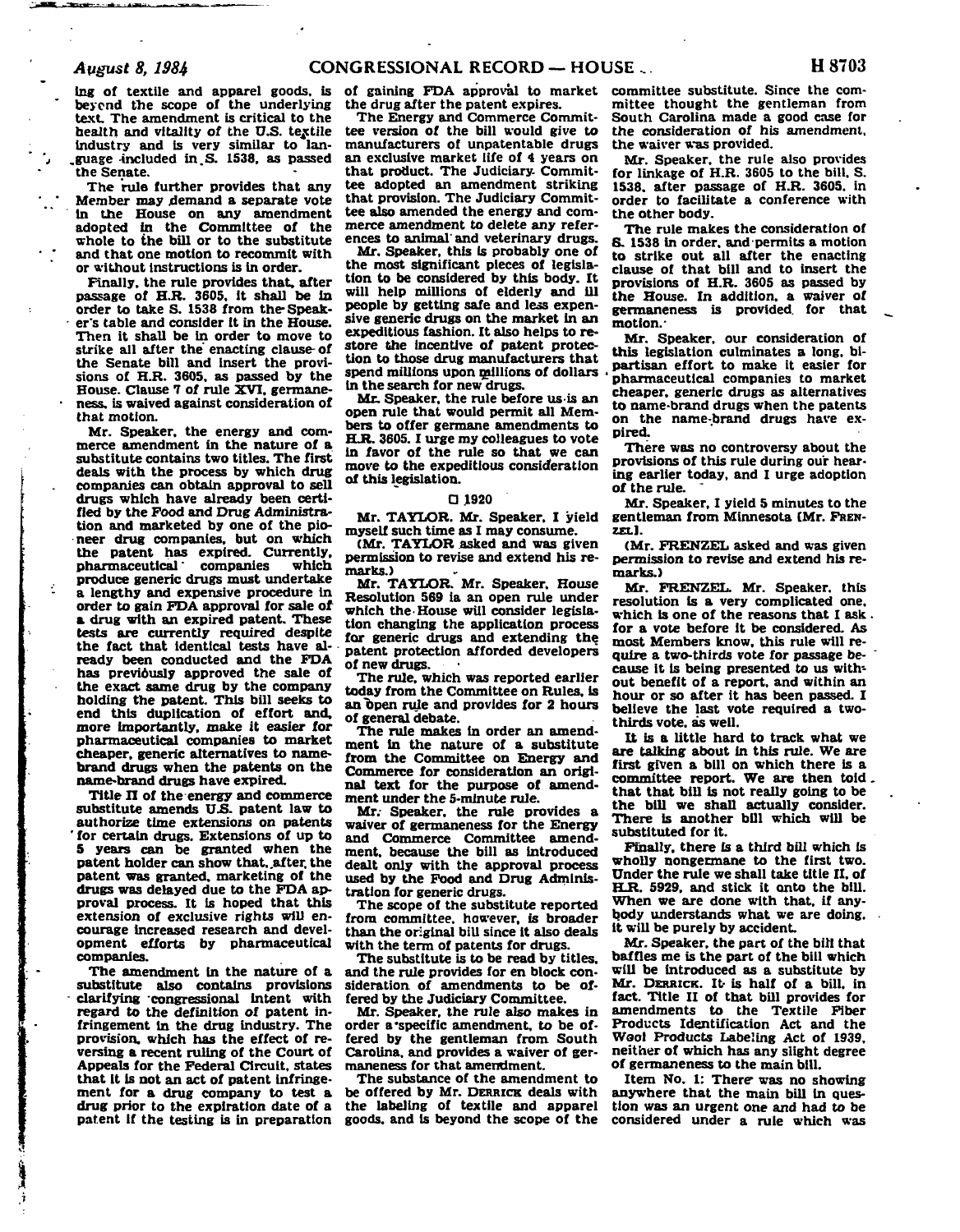ing of textile and apparel goods, is beyond the scope of the underlying text. The amendment is critical to the health and vitality of the U.S. textile industry and is very similar to language included in S. 1538, as passed the Senate.

The rule further provides that any Member may demand a separate vote in the House on any amendment adopted in the Committee of the whole to the bill or to the substitute and that one motion to recommit with or without instructions is in order.

Finally, the rule provides that, after passage of H.R. 3605, it shall be in order to take S. 1538 from the Speaker's table and consider it in the House. Then it shall be in order to move to strike all after the enacting clause of the Senate bill and insert the provisions of H.R. 3605, as passed by the House. Clause 7 of rule XVI, germaneness, is waived against consideration of that motion.

Mr. Speaker, the energy and commerce amendment in the nature of a substitute contains two titles. The first deals with the process by which drug companies can obtain approval to sell drugs which have already been certified by the Food and Drug Administration and marketed by one of the pioneer drug companies, but on which the patent has expired. Currently, pharmaceutical companies which produce generic drugs must undertake a lengthy and expensive procedure in order to gain FDA approval for sale of a drug with an expired patent. These tests are currently required despite the fact that identical tests have already been conducted and the FDA has previously approved the sale of the exact same drug by the company holding the patent. This bill seeks to end this duplication of effort and, more importantly, make it easier for pharmaceutical companies to market cheaper, generic alternatives to name-brand drugs when the patents on the name-brand drugs have expired.

Title II of the energy and commerce substitute amends U.S. patent law to authorize time extensions on patents for certain drugs. Extensions of up to 5 years can be granted when the patent holder can show that, after the patent was granted, marketing of the drugs was delayed due to the FDA approval process. It is hoped that this extension of exclusive rights will encourage increased research and development efforts by pharmaceutical companies.

The amendment in the nature of a substitute also contains provisions clarifying congressional intent with regard to the definition of patent infringement in the drug industry. The provision, which has the effect of reversing a recent ruling of the Court of Appeals for the Federal Circuit, states that it is not an act of patent infringement for a drug company to test a drug prior to the expiration date of a patent if the testing is in preparation of gaining FDA approval to market the drug after the patent expires.

The Energy and Commerce Committee version of the bill would give to manufacturers of unpatentable drugs an exclusive market life of 4 years on that product. The Judiciary Committee adopted an amendment striking that provision. The Judiciary Committee also amended the energy and commerce amendment to delete any references to animal and veterinary drugs.

Mr. Speaker, this is probably one of the most significant pieces of legislation to be considered by this body. It will help millions of elderly and ill people by getting safe and less expensive generic drugs on the market in an expeditious fashion. It also helps to restore the incentive of patent protection to those drug manufacturers that spend millions upon millions of dollars in the search for new drugs.

Mr. Speaker, the rule before us is an open rule that would permit all Members to offer germane amendments to H.R. 3605. I urge my colleagues to vote in favor of the rule so that we can move to the expeditious consideration of this legislation.

□ 1920

Mr. TAYLOR. Mr. Speaker, I yield myself such time as I may consume.

(Mr. TAYLOR asked and was given permission to revise and extend his remarks.)

Mr. TAYLOR. Mr. Speaker, House Resolution 569 is an open rule under which the House will consider legislation changing the application process for generic drugs and extending the patent protection afforded developers of new drugs.

The rule, which was reported earlier today from the Committee on Rules, is an open rule and provides for 2 hours of general debate.

The rule makes in order an amendment in the nature of a substitute from the Committee on Energy and Commerce for consideration an original text for the purpose of amendment under the 5-minute rule.

Mr. Speaker, the rule provides a waiver of germaneness for the Energy and Commerce Committee amendment, because the bill as introduced dealt only with the approval process used by the Food and Drug Administration for generic drugs.

The scope of the substitute reported from committee, however, is broader than the original bill since it also deals with the term of patents for drugs.

The substitute is to be read by titles, and the rule provides for en block consideration of amendments to be offered by the Judiciary Committee.

Mr. Speaker, the rule also makes in order a specific amendment, to be offered by the gentleman from South Carolina, and provides a waiver of germaneness for that amendment.

The substance of the amendment to be offered by Mr. DERRICK deals with the labeling of textile and apparel goods, and is beyond the scope of the committee substitute. Since the committee thought the gentleman from South Carolina made a good case for the consideration of his amendment, the waiver was provided.

Mr. Speaker, the rule also provides for linkage of H.R. 3605 to the bill, S. 1538, after passage of H.R. 3605, in order to facilitate a conference with the other body.

The rule makes the consideration of S. 1538 in order, and permits a motion to strike out all after the enacting clause of that bill and to insert the provisions of H.R. 3605 as passed by the House. In addition, a waiver of germaneness is provided for that motion.

Mr. Speaker, our consideration of this legislation culminates a long, bipartisan effort to make it easier for pharmaceutical companies to market cheaper, generic drugs as alternatives to name-brand drugs when the patents on the name-brand drugs have expired.

There was no controversy about the provisions of this rule during our hearing earlier today, and I urge adoption of the rule.

Mr. Speaker, I yield 5 minutes to the gentleman from Minnesota [Mr. FRENZEL].

(Mr. FRENZEL asked and was given permission to revise and extend his remarks.)

Mr. FRENZEL. Mr. Speaker, this resolution is a very complicated one, which is one of the reasons that I ask for a vote before it be considered. As most Members know, this rule will require a two-thirds vote for passage because it is being presented to us without benefit of a report, and within an hour or so after it has been passed. I believe the last vote required a two-thirds vote, as well.

It is a little hard to track what we are talking about in this rule. We are first given a bill on which there is a committee report. We are then told that that bill is not really going to be the bill we shall actually consider. There is another bill which will be substituted for it.

Finally, there is a third bill which is wholly nongermane to the first two. Under the rule we shall take title II, of H.R. 5929, and stick it onto the bill. When we are done with that, if anybody understands what we are doing, it will be purely by accident.

Mr. Speaker, the part of the bill that baffles me is the part of the bill which will be introduced as a substitute by Mr. DERRICK. It is half of a bill, in fact. Title II of that bill provides for amendments to the Textile Fiber Products Identification Act and the Wool Products Labeling Act of 1939, neither of which has any slight degree of germaneness to the main bill.

Item No. 1: There was no showing anywhere that the main bill in question was an urgent one and had to be considered under a rule which was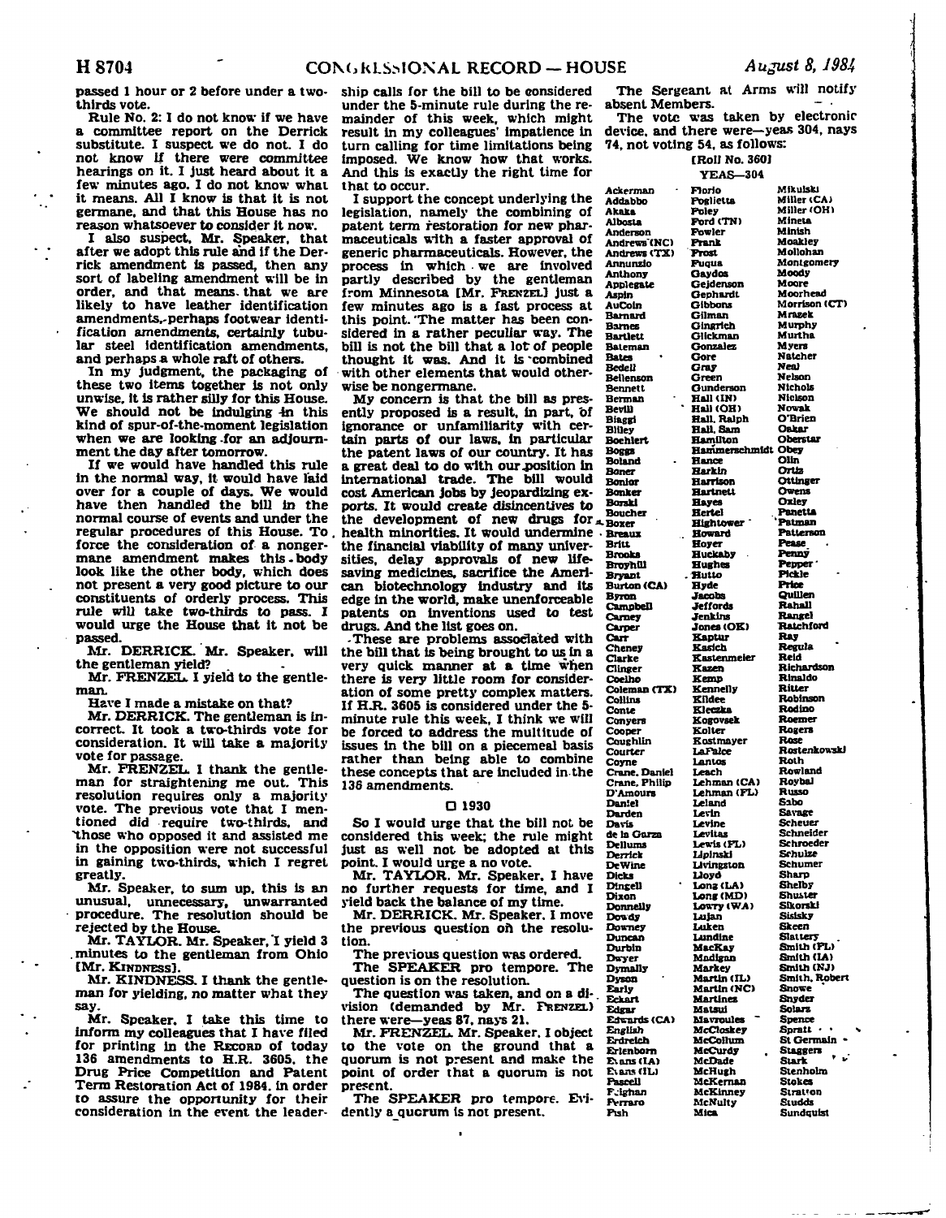passed 1 hour or 2 before under a two-thirds vote.

Rule No. 2: I do not know if we have a committee report on the Derrick substitute. I suspect we do not. I do not know if there were committee hearings on it. I just heard about it a few minutes ago. I do not know what it means. All I know is that it is not germane, and that this House has no reason whatsoever to consider it now.

I also suspect, Mr. Speaker, that after we adopt this rule and if the Derrick amendment is passed, then any sort of labeling amendment will be in order, and that means that we are likely to have leather identification amendments, perhaps footwear identification amendments, certainly tubular steel identification amendments, and perhaps a whole raft of others.

In my judgment, the packaging of these two items together is not only unwise, it is rather silly for this House. We should not be indulging in this kind of spur-of-the-moment legislation when we are looking for an adjournment the day after tomorrow.

If we would have handled this rule in the normal way, it would have laid over for a couple of days. We would have then handled the bill in the normal course of events and under the regular procedures of this House. To force the consideration of a nongermane amendment makes this body look like the other body, which does not present a very good picture to our constituents of orderly process. This rule will take two-thirds to pass. I would urge the House that it not be passed.

Mr. DERRICK. Mr. Speaker, will the gentleman yield?

Mr. FRENZEL. I yield to the gentleman.

Have I made a mistake on that?

Mr. DERRICK. The gentleman is incorrect. It took a two-thirds vote for consideration. It will take a majority vote for passage.

Mr. FRENZEL. I thank the gentleman for straightening me out. This resolution requires only a majority vote. The previous vote that I mentioned did require two-thirds, and those who opposed it and assisted me in the opposition were not successful in gaining two-thirds, which I regret greatly.

Mr. Speaker, to sum up, this is an unusual, unnecessary, unwarranted procedure. The resolution should be rejected by the House.

Mr. TAYLOR. Mr. Speaker, I yield 3 minutes to the gentleman from Ohio [Mr. KINDNESS].

Mr. KINDNESS. I thank the gentleman for yielding, no matter what they say.

Mr. Speaker, I take this time to inform my colleagues that I have filed for printing in the RECORD of today 136 amendments to H.R. 3605, the Drug Price Competition and Patent Term Restoration Act of 1984, in order to assure the opportunity for their consideration in the event the leadership calls for the bill to be considered under the 5-minute rule during the remainder of this week, which might result in my colleagues' impatience in turn calling for time limitations being imposed. We know how that works. And this is exactly the right time for that to occur.

I support the concept underlying the legislation, namely the combining of patent term restoration for new pharmaceuticals with a faster approval of generic pharmaceuticals. However, the process in which we are involved partly described by the gentleman from Minnesota [Mr. FRENZEL] just a few minutes ago is a fast process at this point. The matter has been considered in a rather peculiar way. The bill is not the bill that a lot of people thought it was. And it is combined with other elements that would otherwise be nongermane.

My concern is that the bill as presently proposed is a result, in part, of ignorance or unfamiliarity with certain parts of our laws, in particular the patent laws of our country. It has a great deal to do with our position in international trade. The bill would cost American jobs by jeopardizing exports. It would create disincentives to the development of new drugs for health minorities. It would undermine the financial viability of many universities, delay approvals of new lifesaving medicines, sacrifice the American biotechnology industry and its edge in the world, make unenforceable patents on inventions used to test drugs. And the list goes on.

These are problems associated with the bill that is being brought to us in a very quick manner at a time when there is very little room for consideration of some pretty complex matters. If H.R. 3605 is considered under the 5-minute rule this week, I think we will be forced to address the multitude of issues in the bill on a piecemeal basis rather than being able to combine these concepts that are included in the 136 amendments.

□ 1930

So I would urge that the bill not be considered this week; the rule might just as well not be adopted at this point. I would urge a no vote.

Mr. TAYLOR. Mr. Speaker, I have no further requests for time, and I yield back the balance of my time.

Mr. DERRICK. Mr. Speaker, I move the previous question on the resolution.

The previous question was ordered.

The SPEAKER pro tempore. The question is on the resolution.

The question was taken, and on a division (demanded by Mr. FRENZEL) there were—yeas 87, nays 21.

Mr. FRENZEL. Mr. Speaker, I object to the vote on the ground that a quorum is not present and make the point of order that a quorum is not present.

The SPEAKER pro tempore. Evidently a quorum is not present.

The Sergeant at Arms will notify absent Members.

The vote was taken by electronic device, and there were—yeas 304, nays 74, not voting 54, as follows:

[Roll No. 360]

YEAS—304

| | | |
|---|---|---|
| Ackerman | Florio | Mikulski |
| Addabbo | Foglietta | Miller (CA) |
| Akaka | Foley | Miller (OH) |
| Albosta | Ford (TN) | Mineta |
| Anderson | Fowler | Minish |
| Andrews (NC) | Frank | Moakley |
| Andrews (TX) | Frost | Mollohan |
| Annunzio | Fuqua | Montgomery |
| Anthony | Gaydos | Moody |
| Applegate | Gejdenson | Moore |
| Aspin | Gephardt | Moorhead |
| AuCoin | Gibbons | Morrison (CT) |
| Barnard | Gilman | Mrazek |
| Barnes | Gingrich | Murphy |
| Bartlett | Glickman | Murtha |
| Bateman | Gonzalez | Myers |
| Bates | Gore | Natcher |
| Bedell | Gray | Neal |
| Beilenson | Green | Nelson |
| Bennett | Gunderson | Nichols |
| Berman | Hall (IN) | Nielson |
| Bevill | Hall (OH) | Nowak |
| Biaggi | Hall, Ralph | O'Brien |
| Bliley | Hall, Sam | Oakar |
| Boehlert | Hamilton | Oberstar |
| Boggs | Hammerschmidt | Obey |
| Boland | Hance | Olin |
| Boner | Harkin | Ortiz |
| Bonior | Harrison | Ottinger |
| Bonker | Hartnett | Owens |
| Borski | Hayes | Oxley |
| Boucher | Hertel | Panetta |
| Boxer | Hightower | Patman |
| Breaux | Howard | Patterson |
| Britt | Hoyer | Pease |
| Brooks | Huckaby | Penny |
| Broyhill | Hughes | Pepper |
| Bryant | Hutto | Pickle |
| Burton (CA) | Hyde | Price |
| Byron | Jacobs | Quillen |
| Campbell | Jeffords | Rahall |
| Carney | Jenkins | Rangel |
| Carper | Jones (OK) | Ratchford |
| Carr | Kaptur | Ray |
| Cheney | Kasich | Regula |
| Clarke | Kastenmeier | Reid |
| Clinger | Kazen | Richardson |
| Coelho | Kemp | Rinaldo |
| Coleman (TX) | Kennelly | Ritter |
| Collins | Kildee | Robinson |
| Conte | Kleczka | Rodino |
| Conyers | Kogovsek | Roemer |
| Cooper | Kolter | Rogers |
| Coughlin | Kostmayer | Rose |
| Courter | LaFalce | Rostenkowski |
| Coyne | Lantos | Roth |
| Crane, Daniel | Leach | Rowland |
| Crane, Philip | Lehman (CA) | Roybal |
| D'Amours | Lehman (FL) | Russo |
| Daniel | Leland | Sabo |
| Darden | Levin | Savage |
| Davis | Levine | Scheuer |
| de la Garza | Levitas | Schneider |
| Dellums | Lewis (FL) | Schroeder |
| Derrick | Lipinski | Schulze |
| DeWine | Livingston | Schumer |
| Dicks | Lloyd | Sharp |
| Dingell | Long (LA) | Shelby |
| Dixon | Long (MD) | Shuster |
| Donnelly | Lowry (WA) | Sikorski |
| Dowdy | Lujan | Sisisky |
| Downey | Luken | Skeen |
| Duncan | Lundine | Slattery |
| Durbin | MacKay | Smith (FL) |
| Dwyer | Madigan | Smith (IA) |
| Dymally | Markey | Smith (NJ) |
| Dyson | Martin (IL) | Smith, Robert |
| Early | Martin (NC) | Snowe |
| Eckart | Martinez | Snyder |
| Edgar | Matsui | Solarz |
| Edwards (CA) | Mavroules | Spence |
| English | McCloskey | Spratt |
| Erdreich | McCollum | St Germain |
| Erlenborn | McCurdy | Staggers |
| Evans (IA) | McDade | Stark |
| Evans (IL) | McHugh | Stenholm |
| Fascell | McKernan | Stokes |
| Feighan | McKinney | Stratton |
| Ferraro | McNulty | Studds |
| Fish | Mica | Sundquist |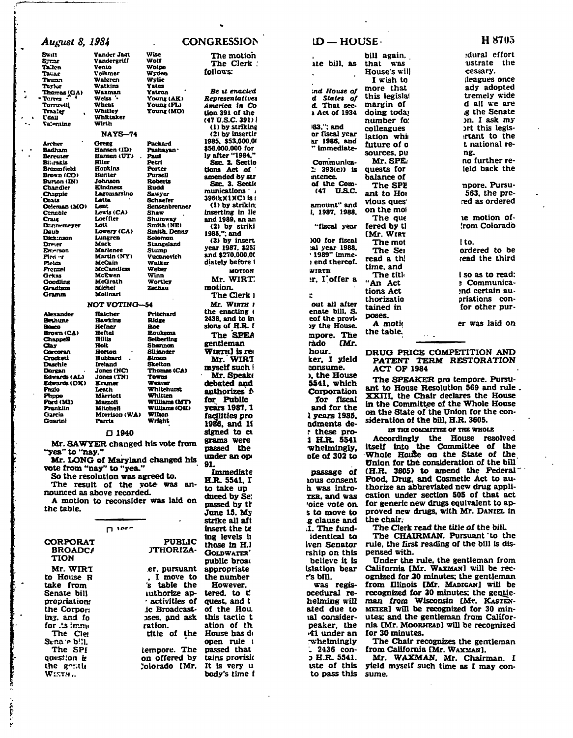| | | |
|---|---|---|
| Swift | Vander Jagt | Wise |
| Synar | Vandergriff | Wolf |
| Tallon | Vento | Wolpe |
| Tauke | Volkmer | Wyden |
| Tauzin | Walgren | Wylie |
| Taylor | Watkins | Yates |
| Thomas (GA) | Waxman | Yatron |
| Torres | Weiss | Young (AK) |
| Torricelli | Wheat | Young (FL) |
| Traxler | Whitley | Young (MO) |
| Udall | Whittaker | |
| Valentine | Wirth | |

NAYS—74

| | | |
|---|---|---|
| Archer | Gregg | Packard |
| Badham | Hansen (ID) | Pashayan |
| Bereuter | Hansen (UT) | Paul |
| Bilirakis | Hiler | Petri |
| Broomfield | Hopkins | Porter |
| Brown (CO) | Hunter | Pursell |
| Burton (IN) | Johnson | Roberts |
| Chandler | Kindness | Rudd |
| Chappie | Lagomarsino | Sawyer |
| Coats | Latta | Schaefer |
| Coleman (MO) | Lent | Sensenbrenner |
| Conable | Lewis (CA) | Shaw |
| Craig | Loeffler | Shumway |
| Dannemeyer | Lott | Smith (NE) |
| Daub | Lowery (CA) | Smith, Denny |
| Dickinson | Lungren | Solomon |
| Dreier | Mack | Stangeland |
| Emerson | Marlenee | Stump |
| Fiedler | Martin (NY) | Vucanovich |
| Fields | McCain | Walker |
| Frenzel | McCandless | Weber |
| Gekas | McEwen | Winn |
| Gooding | McGrath | Wortley |
| Gradison | Michel | Zschau |
| Gramm | Molinari | |

NOT VOTING—54

| | | |
|---|---|---|
| Alexander | Hatcher | Pritchard |
| Bethune | Hawkins | Ridge |
| Bosco | Hefner | Roe |
| Brown (CA) | Heftel | Roukema |
| Chappell | Hillis | Seiberling |
| Clay | Holt | Shannon |
| Corcoran | Horton | Siljander |
| Crockett | Hubbard | Simon |
| Daschle | Ireland | Skelton |
| Dorgan | Jones (NC) | Thomas (CA) |
| Edwards (AL) | Jones (TN) | Towns |
| Edwards (OK) | Kramer | Weaver |
| Fazio | Leath | Whitehurst |
| Flippo | Marriott | Whitten |
| Ford (MI) | Mazzoli | Williams (MT) |
| Franklin | Mitchell | Williams (OH) |
| Garcia | Morrison (WA) | Wilson |
| Guarini | Parris | Wright |

□ 1940

Mr. SAWYER changed his vote from "yea" to "nay."

Mr. LONG of Maryland changed his vote from "nay" to "yea."

So the resolution was agreed to.

The result of the vote was announced as above recorded.

A motion to reconsider was laid on the table.

□ 1950

## CORPORAT... PUBLIC BROADC... AUTHORIZATION

Mr. WIRT... er, pursuant to House R... , I move to take from ... 's table the Senate bill ... authorize appropriations ... activities of the Corpor... ic Broadcasting, and fo... oses, and ask for its imme... ration.

The Cle... title of the Senate bill.

The SPE... tempore. The question is ... on offered by the gentle... Colorado [Mr. WIRTH].

The motion ...
The Clerk ... follows:

*Be it enacted ... Representatives ... America in Co...* tion 391 of the ... (47 U.S.C. 391) ...

(1) by striking ...

(2) by insertin... 1985, $53,000,0... $56,000,000 for ... ly after "1984." ...

SEC. 2. Sectio... tions Act of ... amended by str... ...ate bill, as ...

SEC. 3. Secti... munications ... 396(k)(1)(C) is ...

(1) by striking ... inserting in lie... and 1989, an an...

(2) by striki... 1985,"; and

(3) by insert... year 1987, $25... and $270,000,0... diately before t...

...nd House of ...d States of ...d. That sec... ...s Act of 1934 ...183,"; and ...or fiscal year ...ar 1986, and ..." immediate-

...Communica-...: 393(c)) is ...ntence. ...of the Com- (47 U.S.C. ...amount" and ...1, 1987, 1988, ..."fiscal year ...)00 for fiscal ...al year 1988, ..."1989" imme-...: end thereof.

MOTION

Mr. WIRT... WIRTH ...er, I offer a motion.

The Clerk r...:

*Mr. WIRTH m... the enacting ... out all after ... 2436, and to in... enate bill, S. ... sions of H.R. ... eof the provi-...y the House.*

The SPEA... mpore. The gentleman ... rado [Mr. WIRTH] is re... hour.

Mr. WIRT... ker, I yield myself such ... consume.

Mr. Speak... ), the House debated and ... 5541, which authorizes f... Corporation for Public ... for fiscal years 1987, 1... and for the facilities pro... l years 1985, 1986, and 19... ndments de-signed to cu... r these pro-grams were ... l H.R. 5541 passed the ... whelmingly, under an op... ote of 302 to 91.

Immediate... passage of H.R. 5541, I ... ious consent to take up ... h was intro-duced by Se... TER, and was passed by th... oice vote on June 15. My ... s to move to strike all aft... g clause and insert the te... l. The fund-ing levels in ... identical to those in H.... iven Senator GOLDWATER'... rship on this public broa... believe it is appropriate ... islation bear the number ... r's bill.

However, ... was regis-tered, to t... ocedural re-quest, and t... helming will of the Hou... ated due to this tactic t... al consider-ation of th... peaker, the House has d... 41 under an open rule ... whelmingly passed that ... 2436 con-tains provisi... o H.R. 5541. It is very u... aste of this body's time f... to pass this bill again. ... that was ... House's will ...

I wish to ... more that ... this legisla... margin of ... doing toda... number fo... colleagues ... lation whi... future of ... sources, pu...

...dural effort ...ustrate the ...cessary. ...lleagues once ...ady adopted ...tremely wide ...d all we are ...g the Senate ...n. I ask my ...rt this legis-...rtant to the ...t national re-...ng.

Mr. SPE... no further re-quests for ... ield back the balance of ...

The SPE... mpore. Pursu-ant to Ho... 563, the pre-vious ques... red as ordered on the mo...

The que... e motion of-fered by t... rom Colorado [Mr. WIRT...

The mot... l to.

The Se... ordered to be read a th... read the third time, and ...

The titl... l so as to read: "An Act ... Communica-tions Act ... nd certain au-thorizatio... priations con-tained in ... for other pur-poses.

A moti... er was laid on the table.

## DRUG PRICE COMPETITION AND PATENT TERM RESTORATION ACT OF 1984

The SPEAKER pro tempore. Pursuant to House Resolution 569 and rule XXIII, the Chair declares the House in the Committee of the Whole House on the State of the Union for the consideration of the bill, H.R. 3605.

IN THE COMMITTEE OF THE WHOLE

Accordingly the House resolved itself into the Committee of the Whole House on the State of the Union for the consideration of the bill (H.R. 3605) to amend the Federal Food, Drug, and Cosmetic Act to authorize an abbreviated new drug application under section 505 of that act for generic new drugs equivalent to approved new drugs, with Mr. DANIEL in the chair.

The Clerk read the title of the bill.

The CHAIRMAN. Pursuant to the rule, the first reading of the bill is dispensed with.

Under the rule, the gentleman from California [Mr. WAXMAN] will be recognized for 30 minutes; the gentleman from Illinois [Mr. MADIGAN] will be recognized for 30 minutes; the gentleman from Wisconsin [Mr. KASTENMEIER] will be recognized for 30 minutes; and the gentleman from California [Mr. MOORHEAD] will be recognized for 30 minutes.

The Chair recognizes the gentleman from California [Mr. WAXMAN].

Mr. WAXMAN. Mr. Chairman, I yield myself such time as I may consume.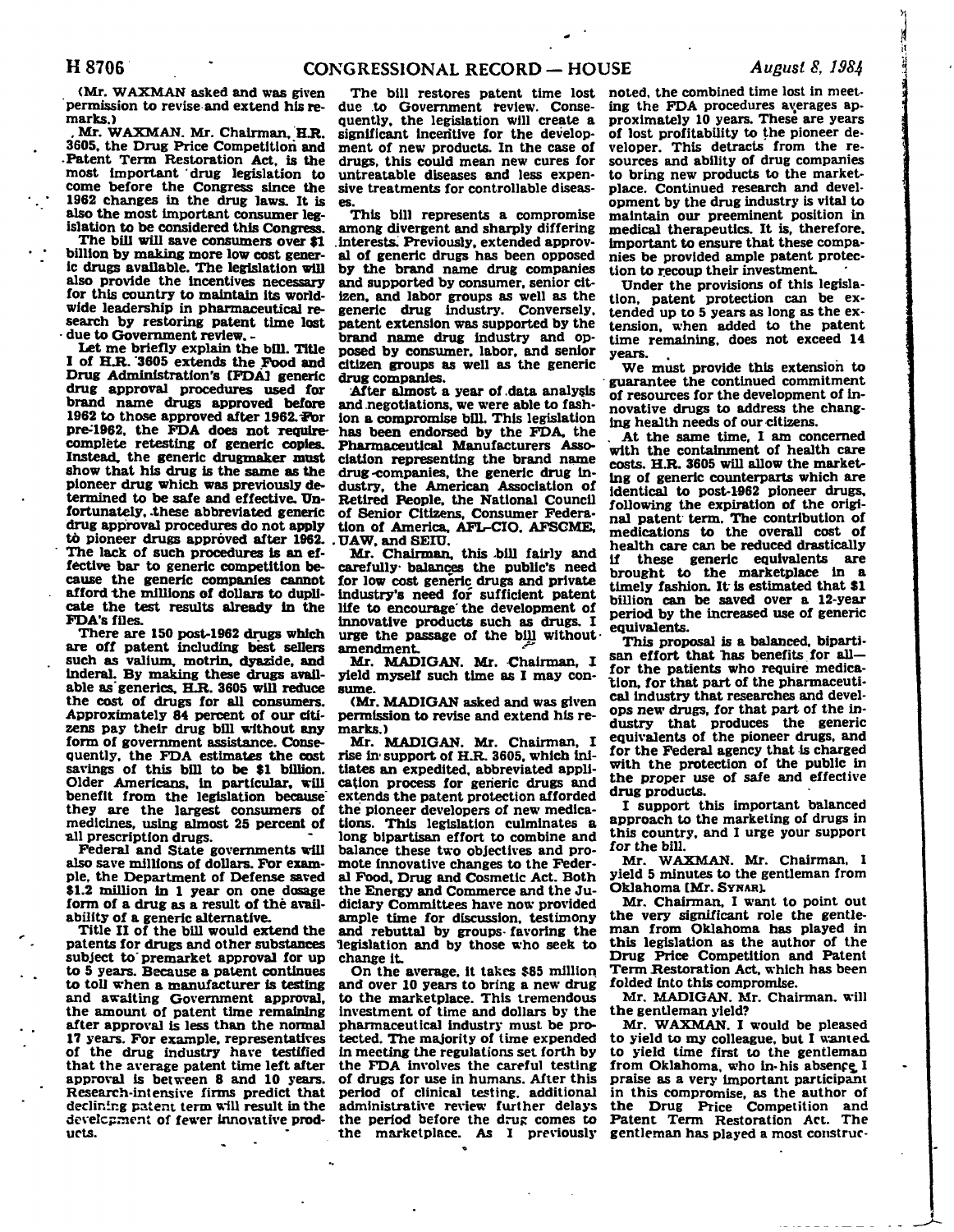(Mr. WAXMAN asked and was given permission to revise and extend his remarks.)

Mr. WAXMAN. Mr. Chairman, H.R. 3605, the Drug Price Competition and Patent Term Restoration Act, is the most important drug legislation to come before the Congress since the 1962 changes in the drug laws. It is also the most important consumer legislation to be considered this Congress.

The bill will save consumers over $1 billion by making more low cost generic drugs available. The legislation will also provide the incentives necessary for this country to maintain its worldwide leadership in pharmaceutical research by restoring patent time lost due to Government review.

Let me briefly explain the bill. Title I of H.R. 3605 extends the Food and Drug Administration's [FDA] generic drug approval procedures used for brand name drugs approved before 1962 to those approved after 1962. For pre-1962, the FDA does not require complete retesting of generic copies. Instead, the generic drugmaker must show that his drug is the same as the pioneer drug which was previously determined to be safe and effective. Unfortunately, these abbreviated generic drug approval procedures do not apply to pioneer drugs approved after 1962. The lack of such procedures is an effective bar to generic competition because the generic companies cannot afford the millions of dollars to duplicate the test results already in the FDA's files.

There are 150 post-1962 drugs which are off patent including best sellers such as valium, motrin, dyazide, and inderal. By making these drugs available as generics, H.R. 3605 will reduce the cost of drugs for all consumers. Approximately 84 percent of our citizens pay their drug bill without any form of government assistance. Consequently, the FDA estimates the cost savings of this bill to be $1 billion. Older Americans, in particular, will benefit from the legislation because they are the largest consumers of medicines, using almost 25 percent of all prescription drugs.

Federal and State governments will also save millions of dollars. For example, the Department of Defense saved $1.2 million in 1 year on one dosage form of a drug as a result of the availability of a generic alternative.

Title II of the bill would extend the patents for drugs and other substances subject to premarket approval for up to 5 years. Because a patent continues to toll when a manufacturer is testing and awaiting Government approval, the amount of patent time remaining after approval is less than the normal 17 years. For example, representatives of the drug industry have testified that the average patent time left after approval is between 8 and 10 years. Research-intensive firms predict that declining patent term will result in the development of fewer innovative products.

The bill restores patent time lost due to Government review. Consequently, the legislation will create a significant incentive for the development of new products. In the case of drugs, this could mean new cures for untreatable diseases and less expensive treatments for controllable diseases.

This bill represents a compromise among divergent and sharply differing interests. Previously, extended approval of generic drugs has been opposed by the brand name drug companies and supported by consumer, senior citizen, and labor groups as well as the generic drug industry. Conversely, patent extension was supported by the brand name drug industry and opposed by consumer, labor, and senior citizen groups as well as the generic drug companies.

After almost a year of data analysis and negotiations, we were able to fashion a compromise bill. This legislation has been endorsed by the FDA, the Pharmaceutical Manufacturers Association representing the brand name drug companies, the generic drug industry, the American Association of Retired People, the National Council of Senior Citizens, Consumer Federation of America, AFL-CIO, AFSCME, UAW, and SEIU.

Mr. Chairman, this bill fairly and carefully balances the public's need for low cost generic drugs and private industry's need for sufficient patent life to encourage the development of innovative products such as drugs. I urge the passage of the bill without amendment.

Mr. MADIGAN. Mr. Chairman, I yield myself such time as I may consume.

(Mr. MADIGAN asked and was given permission to revise and extend his remarks.)

Mr. MADIGAN. Mr. Chairman, I rise in support of H.R. 3605, which initiates an expedited, abbreviated application process for generic drugs and extends the patent protection afforded the pioneer developers of new medications. This legislation culminates a long bipartisan effort to combine and balance these two objectives and promote innovative changes to the Federal Food, Drug and Cosmetic Act. Both the Energy and Commerce and the Judiciary Committees have now provided ample time for discussion, testimony and rebuttal by groups favoring the legislation and by those who seek to change it.

On the average, it takes $85 million and over 10 years to bring a new drug to the marketplace. This tremendous investment of time and dollars by the pharmaceutical industry must be protected. The majority of time expended in meeting the regulations set forth by the FDA involves the careful testing of drugs for use in humans. After this period of clinical testing, additional administrative review further delays the period before the drug comes to the marketplace. As I previously noted, the combined time lost in meeting the FDA procedures averages approximately 10 years. These are years of lost profitability to the pioneer developer. This detracts from the resources and ability of drug companies to bring new products to the marketplace. Continued research and development by the drug industry is vital to maintain our preeminent position in medical therapeutics. It is, therefore, important to ensure that these companies be provided ample patent protection to recoup their investment.

Under the provisions of this legislation, patent protection can be extended up to 5 years as long as the extension, when added to the patent time remaining, does not exceed 14 years.

We must provide this extension to guarantee the continued commitment of resources for the development of innovative drugs to address the changing health needs of our citizens.

At the same time, I am concerned with the containment of health care costs. H.R. 3605 will allow the marketing of generic counterparts which are identical to post-1962 pioneer drugs, following the expiration of the original patent term. The contribution of medications to the overall cost of health care can be reduced drastically if these generic equivalents are brought to the marketplace in a timely fashion. It is estimated that $1 billion can be saved over a 12-year period by the increased use of generic equivalents.

This proposal is a balanced, bipartisan effort that has benefits for all—for the patients who require medication, for that part of the pharmaceutical industry that researches and develops new drugs, for that part of the industry that produces the generic equivalents of the pioneer drugs, and for the Federal agency that is charged with the protection of the public in the proper use of safe and effective drug products.

I support this important balanced approach to the marketing of drugs in this country, and I urge your support for the bill.

Mr. WAXMAN. Mr. Chairman, I yield 5 minutes to the gentleman from Oklahoma [Mr. SYNAR].

Mr. Chairman, I want to point out the very significant role the gentleman from Oklahoma has played in this legislation as the author of the Drug Price Competition and Patent Term Restoration Act, which has been folded into this compromise.

Mr. MADIGAN. Mr. Chairman, will the gentleman yield?

Mr. WAXMAN. I would be pleased to yield to my colleague, but I wanted to yield time first to the gentleman from Oklahoma, who in his absence I praise as a very important participant in this compromise, as the author of the Drug Price Competition and Patent Term Restoration Act. The gentleman has played a most construc-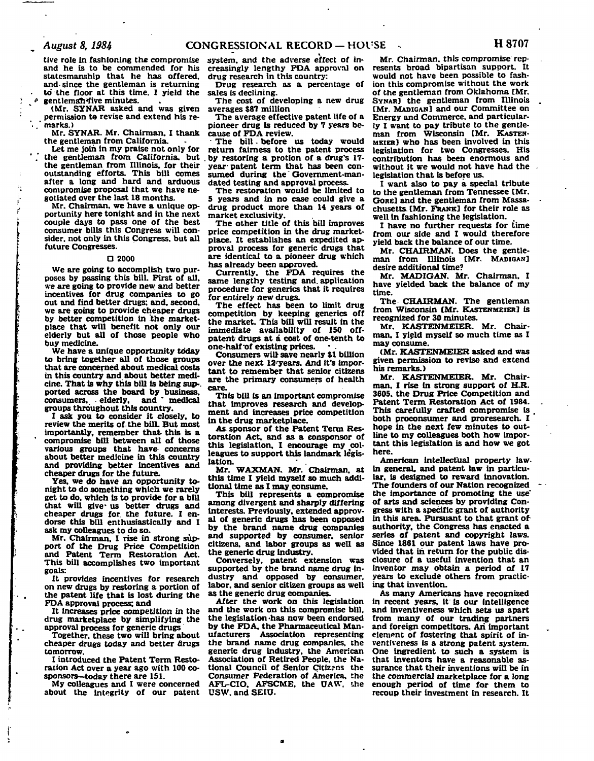tive role in fashioning the compromise and he is to be commended for his statesmanship that he has offered, and since the gentleman is returning to the floor at this time, I yield the gentleman five minutes.

(Mr. SYNAR asked and was given permission to revise and extend his remarks.)

Mr. SYNAR. Mr. Chairman, I thank the gentleman from California.

Let me join in my praise not only for the gentleman from California, but the gentleman from Illinois, for their outstanding efforts. This bill comes after a long and hard and arduous compromise proposal that we have negotiated over the last 18 months.

Mr. Chairman, we have a unique opportunity here tonight and in the next couple days to pass one of the best consumer bills this Congress will consider, not only in this Congress, but all future Congresses.

□ 2000

We are going to accomplish two purposes by passing this bill. First of all, we are going to provide new and better incentives for drug companies to go out and find better drugs; and, second, we are going to provide cheaper drugs by better competition in the marketplace that will benefit not only our elderly but all of those people who buy medicine.

We have a unique opportunity today to bring together all of those groups that are concerned about medical costs in this country and about better medicine. That is why this bill is being supported across the board by business, consumers, elderly, and medical groups throughout this country.

I ask you to consider it closely, to review the merits of the bill. But most importantly, remember that this is a compromise bill between all of those various groups that have concerns about better medicine in this country and providing better incentives and cheaper drugs for the future.

Yes, we do have an opportunity tonight to do something which we rarely get to do, which is to provide for a bill that will give us better drugs and cheaper drugs for the future. I endorse this bill enthusiastically and I ask my colleagues to do so.

Mr. Chairman, I rise in strong support of the Drug Price Competition and Patent Term Restoration Act. This bill accomplishes two important goals:

It provides incentives for research on new drugs by restoring a portion of the patent life that is lost during the FDA approval process; and

It increases price competition in the drug marketplace by simplifying the approval process for generic drugs

Together, these two will bring about cheaper drugs today and better drugs tomorrow.

I introduced the Patent Term Restoration Act over a year ago with 100 cosponsors—today there are 151.

My colleagues and I were concerned about the integrity of our patent system, and the adverse effect of increasingly lengthy FDA approval on drug research in this country:

Drug research as a percentage of sales is declining.

The cost of developing a new drug averages $87 million

The average effective patent life of a pioneer drug is reduced by 7 years because of FDA review.

The bill before us today would return fairness to the patent process by restoring a protion of a drug's 17-year patent term that has been consumed during the Government-mandated testing and approval process.

The restoration would be limited to 5 years and in no case could give a drug product more than 14 years of market exclusivity.

The other title of this bill improves price competition in the drug marketplace. It establishes an expedited approval process for generic drugs that are identical to a pioneer drug which has already been approved.

Currently, the FDA requires the same lengthy testing and application procedure for generics that it requires for entirely new drugs.

The effect has been to limit drug competition by keeping generics off the market. This bill will result in the immediate availability of 150 off-patent drugs at a cost of one-tenth to one-half of existing prices.

Consumers will save nearly $1 billion over the next 12 years. And it's important to remember that senior citizens are the primary consumers of health care.

This bill is an important compromise that improves research and development and increases price competition in the drug marketplace.

As sponsor of the Patent Term Restoration Act, and as a consponsor of this legislation, I encourage my colleagues to support this landmark legislation.

Mr. WAXMAN. Mr. Chairman, at this time I yield myself so much additional time as I may consume.

This bill represents a compromise among divergent and sharply differing interests. Previously, extended approval of generic drugs has been opposed by the brand name drug companies and supported by consumer, senior citizens, and labor groups as well as the generic drug industry.

Conversely, patent extension was supported by the brand name drug industry and opposed by consumer, labor, and senior citizen groups as well as the generic drug companies.

After the work on this legislation and the work on this compromise bill, the legislation has now been endorsed by the FDA, the Pharmaceutical Manufacturers Association representing the brand name drug companies, the generic drug industry, the American Association of Retired People, the National Council of Senior Citizens the Consumer Federation of America, the AFL-CIO, AFSCME, the UAW, the USW, and SEIU.

Mr. Chairman, this compromise represents broad bipartisan support. It would not have been possible to fashion this compromise without the work of the gentleman from Oklahoma [Mr. SYNAR] the gentleman from Illinois [Mr. MADIGAN] and our Committee on Energy and Commerce, and particularly I want to pay tribute to the gentleman from Wisconsin [Mr. KASTENMEIER] who has been involved in this legislation for two Congresses. His contribution has been enormous and without it we would not have had the legislation that is before us.

I want also to pay a special tribute to the gentleman from Tennessee [Mr. GORE] and the gentleman from Massachusetts [Mr. FRANK] for their role as well in fashioning the legislation.

I have no further requests for time from our side and I would therefore yield back the balance of our time.

Mr. CHAIRMAN. Does the gentleman from Illinois [Mr. MADIGAN] desire additional time?

Mr. MADIGAN. Mr. Chairman, I have yielded back the balance of my time.

The CHAIRMAN. The gentleman from Wisconsin [Mr. KASTENMEIER] is recognized for 30 minutes.

Mr. KASTENMEIER. Mr. Chairman, I yield myself so much time as I may consume.

(Mr. KASTENMEIER asked and was given permission to revise and extend his remarks.)

Mr. KASTENMEIER. Mr. Chairman, I rise in strong support of H.R. 3605, the Drug Price Competition and Patent Term Restoration Act of 1984. This carefully crafted compromise is both proconsumer and proresearch. I hope in the next few minutes to outline to my colleagues both how important this legislation is and how we got here.

American intellectual property law in general, and patent law in particular, is designed to reward innovation. The founders of our Nation recognized the importance of promoting the use of arts and sciences by providing Congress with a specific grant of authority in this area. Pursuant to that grant of authority, the Congress has enacted a series of patent and copyright laws. Since 1861 our patent laws have provided that in return for the public disclosure of a useful invention that an inventor may obtain a period of 17 years to exclude others from practicing that invention.

As many Americans have recognized in recent years, it is our intelligence and inventiveness which sets us apart from many of our trading partners and foreign competitors. An important element of fostering that spirit of inventiveness is a strong patent system. One ingredient to such a system is that inventors have a reasonable assurance that their inventions will be in the commercial marketplace for a long enough period of time for them to recoup their investment in research. It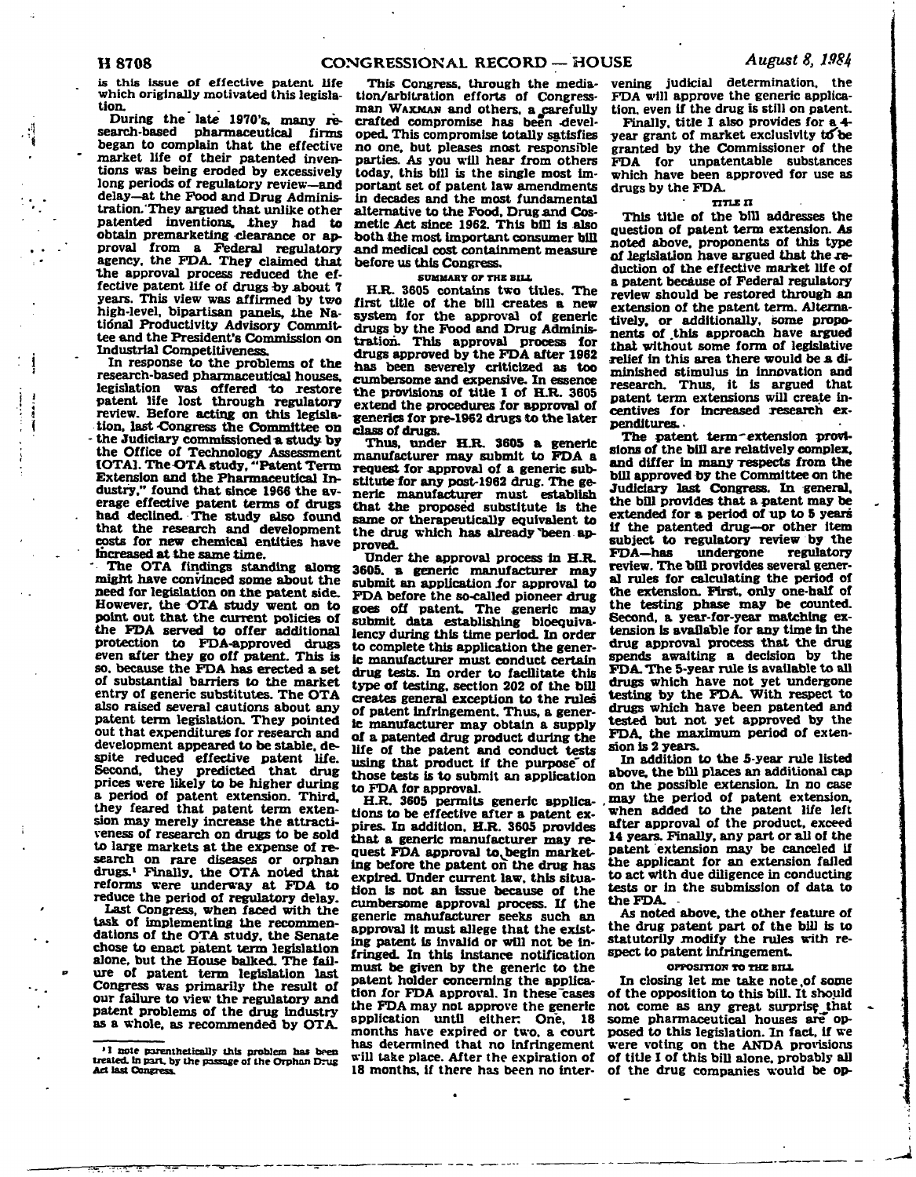is this issue of effective patent life which originally motivated this legislation.

During the late 1970's, many research-based pharmaceutical firms began to complain that the effective market life of their patented inventions was being eroded by excessively long periods of regulatory review—and delay—at the Food and Drug Administration. They argued that unlike other patented inventions, they had to obtain premarketing clearance or approval from a Federal regulatory agency, the FDA. They claimed that the approval process reduced the effective patent life of drugs by about 7 years. This view was affirmed by two high-level, bipartisan panels, the National Productivity Advisory Committee and the President's Commission on Industrial Competitiveness.

In response to the problems of the research-based pharmaceutical houses, legislation was offered to restore patent life lost through regulatory review. Before acting on this legislation, last Congress the Committee on the Judiciary commissioned a study by the Office of Technology Assessment [OTA]. The OTA study, "Patent Term Extension and the Pharmaceutical Industry," found that since 1966 the average effective patent terms of drugs had declined. The study also found that the research and development costs for new chemical entities have increased at the same time.

The OTA findings standing along might have convinced some about the need for legislation on the patent side. However, the OTA study went on to point out that the current policies of the FDA served to offer additional protection to FDA-approved drugs even after they go off patent. This is so, because the FDA has erected a set of substantial barriers to the market entry of generic substitutes. The OTA also raised several cautions about any patent term legislation. They pointed out that expenditures for research and development appeared to be stable, despite reduced effective patent life. Second, they predicted that drug prices were likely to be higher during a period of patent extension. Third, they feared that patent term extension may merely increase the attractiveness of research on drugs to be sold to large markets at the expense of research on rare diseases or orphan drugs.[1] Finally, the OTA noted that reforms were underway at FDA to reduce the period of regulatory delay.

Last Congress, when faced with the task of implementing the recommendations of the OTA study, the Senate chose to enact patent term legislation alone, but the House balked. The failure of patent term legislation last Congress was primarily the result of our failure to view the regulatory and patent problems of the drug industry as a whole, as recommended by OTA.

This Congress, through the mediation/arbitration efforts of Congressman WAXMAN and others, a carefully crafted compromise has been developed. This compromise totally satisfies no one, but pleases most responsible parties. As you will hear from others today, this bill is the single most important set of patent law amendments in decades and the most fundamental alternative to the Food, Drug and Cosmetic Act since 1962. This bill is also both the most important consumer bill and medical cost containment measure before us this Congress.

SUMMARY OF THE BILL

H.R. 3605 contains two titles. The first title of the bill creates a new system for the approval of generic drugs by the Food and Drug Administration. This approval process for drugs approved by the FDA after 1962 has been severely criticized as too cumbersome and expensive. In essence the provisions of title I of H.R. 3605 extend the procedures for approval of generics for pre-1962 drugs to the later class of drugs.

Thus, under H.R. 3605 a generic manufacturer may submit to FDA a request for approval of a generic substitute for any post-1962 drug. The generic manufacturer must establish that the proposed substitute is the same or therapeutically equivalent to the drug which has already been approved.

Under the approval process in H.R. 3605, a generic manufacturer may submit an application for approval to FDA before the so-called pioneer drug goes off patent. The generic may submit data establishing bioequivalency during this time period. In order to complete this application the generic manufacturer must conduct certain drug tests. In order to facilitate this type of testing, section 202 of the bill creates general exception to the rules of patent infringement. Thus, a generic manufacturer may obtain a supply of a patented drug product during the life of the patent and conduct tests using that product if the purpose of those tests is to submit an application to FDA for approval.

H.R. 3605 permits generic applications to be effective after a patent expires. In addition, H.R. 3605 provides that a generic manufacturer may request FDA approval to begin marketing before the patent on the drug has expired. Under current law, this situation is not an issue because of the cumbersome approval process. If the generic manufacturer seeks such an approval it must allege that the existing patent is invalid or will not be infringed. In this instance notification must be given by the generic to the patent holder concerning the application for FDA approval. In these cases the FDA may not approve the generic application until either: One, 18 months have expired or two, a court has determined that no infringement will take place. After the expiration of 18 months, if there has been no intervening judicial determination, the FDA will approve the generic application, even if the drug is still on patent.

Finally, title I also provides for a 4-year grant of market exclusivity to be granted by the Commissioner of the FDA for unpatentable substances which have been approved for use as drugs by the FDA.

TITLE II

This title of the bill addresses the question of patent term extension. As noted above, proponents of this type of legislation have argued that the reduction of the effective market life of a patent because of Federal regulatory review should be restored through an extension of the patent term. Alternatively, or additionally, some proponents of this approach have argued that without some form of legislative relief in this area there would be a diminished stimulus in innovation and research. Thus, it is argued that patent term extensions will create incentives for increased research expenditures.

The patent term-extension provisions of the bill are relatively complex, and differ in many respects from the bill approved by the Committee on the Judiciary last Congress. In general, the bill provides that a patent may be extended for a period of up to 5 years if the patented drug—or other item subject to regulatory review by the FDA—has undergone regulatory review. The bill provides several general rules for calculating the period of the extension. First, only one-half of the testing phase may be counted. Second, a year-for-year matching extension is available for any time in the drug approval process that the drug spends awaiting a decision by the FDA. The 5-year rule is available to all drugs which have not yet undergone testing by the FDA. With respect to drugs which have been patented and tested but not yet approved by the FDA, the maximum period of extension is 2 years.

In addition to the 5-year rule listed above, the bill places an additional cap on the possible extension. In no case may the period of patent extension, when added to the patent life left after approval of the product, exceed 14 years. Finally, any part or all of the patent extension may be canceled if the applicant for an extension failed to act with due diligence in conducting tests or in the submission of data to the FDA.

As noted above, the other feature of the drug patent part of the bill is to statutorily modify the rules with respect to patent infringement.

OPPOSITION TO THE BILL

In closing let me take note of some of the opposition to this bill. It should not come as any great surprise that some pharmaceutical houses are opposed to this legislation. In fact, if we were voting on the ANDA provisions of title I of this bill alone, probably all of the drug companies would be op-

---

[1] I note parenthetically this problem has been treated, in part, by the passage of the Orphan Drug Act last Congress.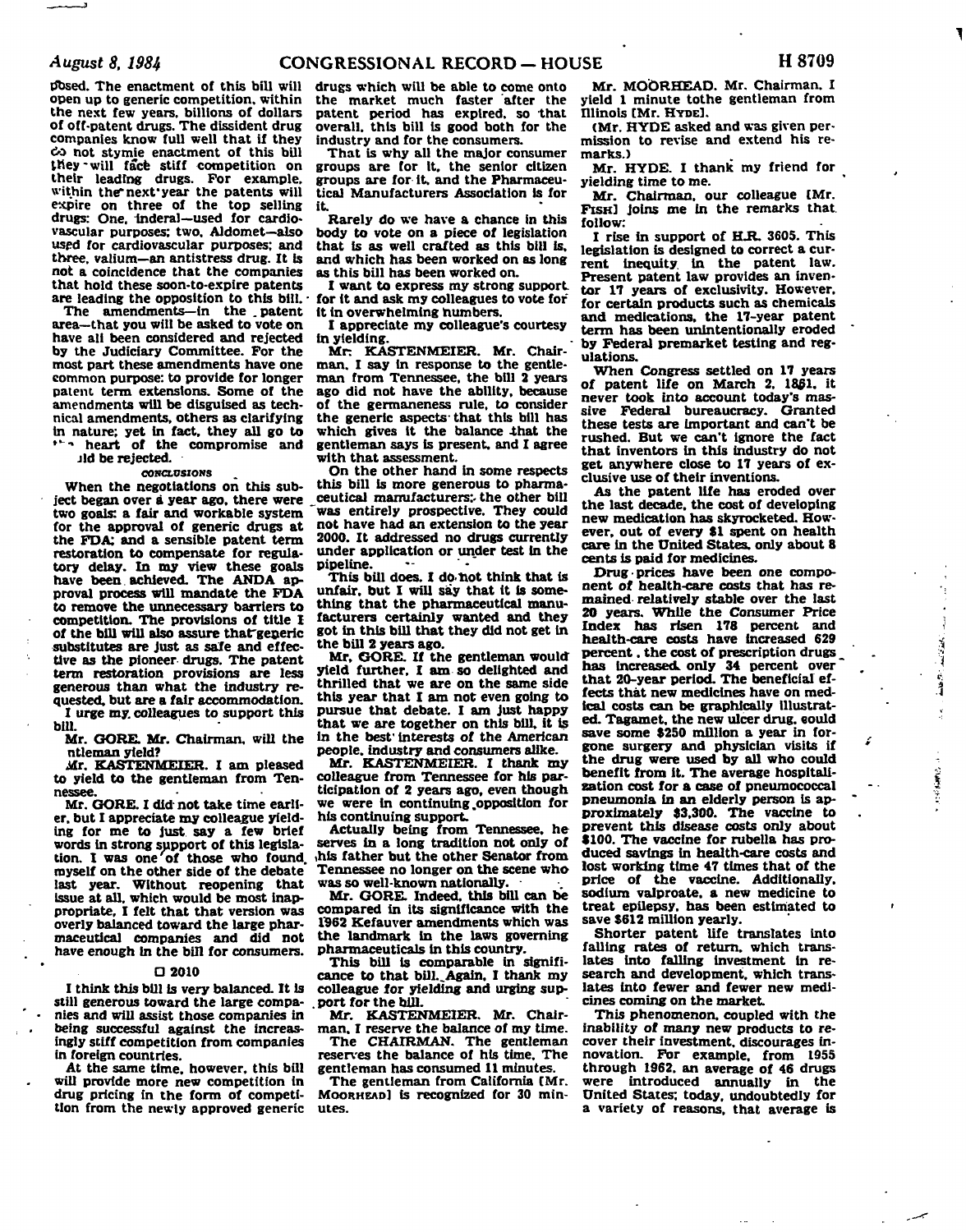posed. The enactment of this bill will open up to generic competition, within the next few years, billions of dollars of off-patent drugs. The dissident drug companies know full well that if they do not stymie enactment of this bill they will face stiff competition on their leading drugs. For example, within the next year the patents will expire on three of the top selling drugs: One, inderal—used for cardiovascular purposes; two, Aldomet—also used for cardiovascular purposes; and three, valium—an antistress drug. It is not a coincidence that the companies that hold these soon-to-expire patents are leading the opposition to this bill.

The amendments—in the patent area—that you will be asked to vote on have all been considered and rejected by the Judiciary Committee. For the most part these amendments have one common purpose: to provide for longer patent term extensions. Some of the amendments will be disguised as technical amendments, others as clarifying in nature; yet in fact, they all go to the heart of the compromise and should be rejected.

*CONCLUSIONS*

When the negotiations on this subject began over a year ago, there were two goals: a fair and workable system for the approval of generic drugs at the FDA; and a sensible patent term restoration to compensate for regulatory delay. In my view these goals have been achieved. The ANDA approval process will mandate the FDA to remove the unnecessary barriers to competition. The provisions of title I of the bill will also assure that generic substitutes are just as safe and effective as the pioneer drugs. The patent term restoration provisions are less generous than what the industry requested, but are a fair accommodation.

I urge my colleagues to support this bill.

Mr. GORE. Mr. Chairman, will the gentleman yield?

Mr. KASTENMEIER. I am pleased to yield to the gentleman from Tennessee.

Mr. GORE. I did not take time earlier, but I appreciate my colleague yielding for me to just say a few brief words in strong support of this legislation. I was one of those who found myself on the other side of the debate last year. Without reopening that issue at all, which would be most inappropriate, I felt that that version was overly balanced toward the large pharmaceutical companies and did not have enough in the bill for consumers.

☐ 2010

I think this bill is very balanced. It is still generous toward the large companies and will assist those companies in being successful against the increasingly stiff competition from companies in foreign countries.

At the same time, however, this bill will provide more new competition in drug pricing in the form of competition from the newly approved generic drugs which will be able to come onto the market much faster after the patent period has expired, so that overall, this bill is good both for the industry and for the consumers.

That is why all the major consumer groups are for it, the senior citizen groups are for it, and the Pharmaceutical Manufacturers Association is for it.

Rarely do we have a chance in this body to vote on a piece of legislation that is as well crafted as this bill is, and which has been worked on as long as this bill has been worked on.

I want to express my strong support for it and ask my colleagues to vote for it in overwhelming numbers.

I appreciate my colleague's courtesy in yielding.

Mr. KASTENMEIER. Mr. Chairman, I say in response to the gentleman from Tennessee, the bill 2 years ago did not have the ability, because of the germaneness rule, to consider the generic aspects that this bill has which gives it the balance that the gentleman says is present, and I agree with that assessment.

On the other hand in some respects this bill is more generous to pharmaceutical manufacturers; the other bill was entirely prospective. They could not have had an extension to the year 2000. It addressed no drugs currently under application or under test in the pipeline.

This bill does. I do not think that is unfair, but I will say that it is something that the pharmaceutical manufacturers certainly wanted and they got in this bill that they did not get in the bill 2 years ago.

Mr. GORE. If the gentleman would yield further, I am so delighted and thrilled that we are on the same side this year that I am not even going to pursue that debate. I am just happy that we are together on this bill, it is in the best interests of the American people, industry and consumers alike.

Mr. KASTENMEIER. I thank my colleague from Tennessee for his participation of 2 years ago, even though we were in continuing opposition for his continuing support.

Actually being from Tennessee, he serves in a long tradition not only of his father but the other Senator from Tennessee no longer on the scene who was so well-known nationally.

Mr. GORE. Indeed, this bill can be compared in its significance with the 1962 Kefauver amendments which was the landmark in the laws governing pharmaceuticals in this country.

This bill is comparable in significance to that bill. Again, I thank my colleague for yielding and urging support for the bill.

Mr. KASTENMEIER. Mr. Chairman, I reserve the balance of my time.

The CHAIRMAN. The gentleman reserves the balance of his time. The gentleman has consumed 11 minutes.

The gentleman from California [Mr. MOORHEAD] is recognized for 30 minutes.

Mr. MOORHEAD. Mr. Chairman, I yield 1 minute to the gentleman from Illinois [Mr. HYDE].

(Mr. HYDE asked and was given permission to revise and extend his remarks.)

Mr. HYDE. I thank my friend for yielding time to me.

Mr. Chairman, our colleague [Mr. FISH] joins me in the remarks that follow:

I rise in support of H.R. 3605. This legislation is designed to correct a current inequity in the patent law. Present patent law provides an inventor 17 years of exclusivity. However, for certain products such as chemicals and medications, the 17-year patent term has been unintentionally eroded by Federal premarket testing and regulations.

When Congress settled on 17 years of patent life on March 2, 1861, it never took into account today's massive Federal bureaucracy. Granted these tests are important and can't be rushed. But we can't ignore the fact that inventors in this industry do not get anywhere close to 17 years of exclusive use of their inventions.

As the patent life has eroded over the last decade, the cost of developing new medication has skyrocketed. However, out of every $1 spent on health care in the United States, only about 8 cents is paid for medicines.

Drug prices have been one component of health-care costs that has remained relatively stable over the last 20 years. While the Consumer Price Index has risen 178 percent and health-care costs have increased 629 percent, the cost of prescription drugs has increased only 34 percent over that 20-year period. The beneficial effects that new medicines have on medical costs can be graphically illustrated. Tagamet, the new ulcer drug, could save some $250 million a year in forgone surgery and physician visits if the drug were used by all who could benefit from it. The average hospitalization cost for a case of pneumococcal pneumonia in an elderly person is approximately $3,300. The vaccine to prevent this disease costs only about $100. The vaccine for rubella has produced savings in health-care costs and lost working time 47 times that of the price of the vaccine. Additionally, sodium valproate, a new medicine to treat epilepsy, has been estimated to save $612 million yearly.

Shorter patent life translates into falling rates of return, which translates into falling investment in research and development, which translates into fewer and fewer new medicines coming on the market.

This phenomenon, coupled with the inability of many new products to recover their investment, discourages innovation. For example, from 1955 through 1962, an average of 46 drugs were introduced annually in the United States; today, undoubtedly for a variety of reasons, that average is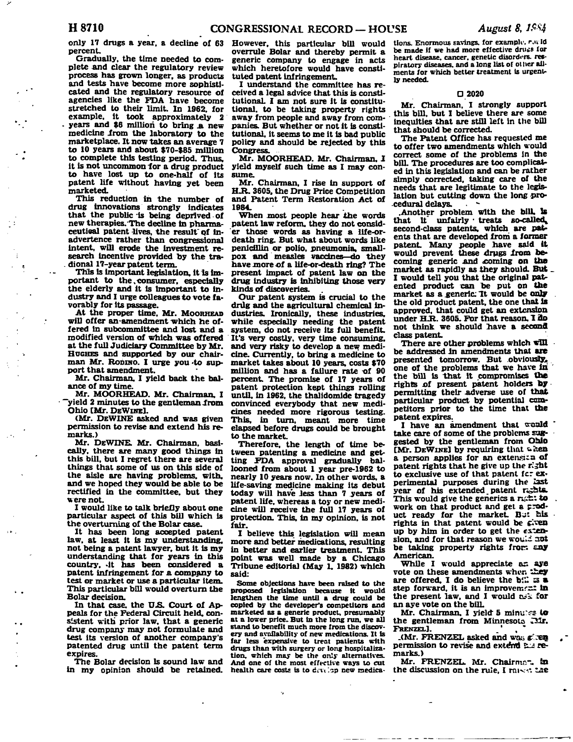only 17 drugs a year, a decline of 63 percent.

Gradually, the time needed to complete and clear the regulatory review process has grown longer, as products and tests have become more sophisticated and the regulatory resource of agencies like the FDA have become stretched to their limit. In 1962, for example, it took approximately 2 years and $6 million to bring a new medicine from the laboratory to the marketplace. It now takes an average 7 to 10 years and about $70-$85 million to complete this testing period. Thus, it is not uncommon for a drug product to have lost up to one-half of its patent life without having yet been marketed.

This reduction in the number of drug innovations strongly indicates that the public is being deprived of new therapies. The decline in pharmaceutical patent lives, the result of inadvertence rather than congressional intent, will erode the investment research incentive provided by the tradional 17-year patent term.

This is important legislation, it is important to the consumer, especially the elderly and it is important to industry and I urge colleagues to vote favorably for its passage.

At the proper time, Mr. MOORHEAD will offer an amendment which he offered in subcommittee and lost and a modified version of which was offered at the full Judiciary Committee by Mr. HUGHES and supported by our chairman Mr. RODINO. I urge you to support that amendment.

Mr. Chairman, I yield back the balance of my time.

Mr. MOORHEAD. Mr. Chairman, I yield 2 minutes to the gentleman from Ohio [Mr. DEWINE].

(Mr. DEWINE asked and was given permission to revise and extend his remarks.)

Mr. DEWINE. Mr. Chairman, basically, there are many good things in this bill, but I regret there are several things that some of us on this side of the aisle are having problems with, and we hoped they would be able to be rectified in the committee, but they were not.

I would like to talk briefly about one particular aspect of this bill which is the overturning of the Bolar case.

It has been long accepted patent law, at least it is my understanding, not being a patent lawyer, but it is my understanding that for years in this country, it has been considered a patent infringement for a company to test or market or use a particular item. This particular bill would overturn the Bolar decision.

In that case, the U.S. Court of Appeals for the Federal Circuit held, consistent with prior law, that a generic drug company may not formulate and test its version of another company's patented drug until the patent term expires.

The Bolar decision is sound law and in my opinion should be retained. However, this particular bill would overrule Bolar and thereby permit a generic company to engage in acts which heretofore would have constituted patent infringement.

I understand the committee has received a legal advice that this is constitutional. I am not sure it is constitutional, to be taking property rights away from people and away from companies. But whether or not it is constitutional, it seems to me it is bad public policy and should be rejected by this Congress.

Mr. MOORHEAD. Mr. Chairman, I yield myself such time as I may consume.

Mr. Chairman, I rise in support of H.R. 3605, the Drug Price Competition and Patent Term Restoration Act of 1984.

When most people hear the words patent law reform, they do not consider those words as having a life-or-death ring. But what about words like penicillin or polio, pneumonia, smallpox and measles vaccines—do they have more of a life-or-death ring? The present impact of patent law on the drug industry is inhibiting those very kinds of discoveries.

Our patent system is crucial to the drug and the agricultural chemical industries. Ironically, these industries, while especially needing the patent system, do not receive its full benefit. It's very costly, very time consuming, and very risky to develop a new medicine. Currently, to bring a medicine to market takes about 10 years, costs $70 million and has a failure rate of 90 percent. The promise of 17 years of patent protection kept things rolling until, in 1962, the thalidomide tragedy convinced everybody that new medicines needed more rigorous testing. This, in turn, meant more time elapsed before drugs could be brought to the market.

Therefore, the length of time between patenting a medicine and getting FDA approval gradually ballooned from about 1 year pre-1962 to nearly 10 years now. In other words, a life-saving medicine making its debut today will have less than 7 years of patent life, whereas a toy or new medicine will receive the full 17 years of protection. This, in my opinion, is not fair.

I believe this legislation will mean more and better medications, resulting in better and earlier treatment. This point was well made by a Chicago Tribune editorial (May 1, 1982) which said:

> Some objections have been raised to the proposed legislation because it would lengthen the time until a drug could be copied by the developer's competitors and marketed as a generic product, presumably at a lower price. But in the long run, we all stand to benefit much more from the discovery and availability of new medications. It is far less expensive to treat patients with drugs than with surgery or long hospitalization, which may be the only alternatives. And one of the most effective ways to cut health care costs is to develop new medications. Enormous savings, for example, could be made if we had more effective drugs for heart disease, cancer, genetic disorders, respiratory diseases, and a long list of other ailments for which better treatment is urgently needed.

☐ 2020

Mr. Chairman, I strongly support this bill, but I believe there are some inequities that are still left in the bill that should be corrected.

The Patent Office has requested me to offer two amendments which would correct some of the problems in the bill. The procedures are too complicated in this legislation and can be rather simply corrected, taking care of the needs that are legitimate to the legislation but cutting down the long procedural delays.

Another problem with the bill, is that it unfairly treats so-called, second-class patents, which are patents that are developed from a former patent. Many people have said it would prevent these drugs from becoming generic and coming on the market as rapidly as they should. But I would tell you that the original patented product can be put on the market as a generic. It would be only the old product patent, the one that is approved, that could get an extension under H.R. 3605. For that reason, I do not think we should have a second class patent.

There are other problems which will be addressed in amendments that are presented tomorrow. But obviously, one of the problems that we have in the bill is that it compromises the rights of present patent holders by permitting their adverse use of that particular product by potential competitors prior to the time that the patent expires.

I have an amendment that would take care of some of the problems suggested by the gentleman from Ohio [Mr. DEWINE] by requiring that when a person applies for an extension of patent rights that he give up the right to exclusive use of that patent for experimental purposes during the last year of his extended patent rights. This would give the generics a right to work on that product and get a product ready for the market. But his rights in that patent would be given up by him in order to get the extension, and for that reason we would not be taking property rights from any American.

While I would appreciate an aye vote on these amendments when they are offered, I do believe the bill is a step forward, it is an improvement in the present law, and I would ask for an aye vote on the bill.

Mr. Chairman, I yield 5 minutes to the gentleman from Minnesota [Mr. FRENZEL].

(Mr. FRENZEL asked and was given permission to revise and extend his remarks.)

Mr. FRENZEL. Mr. Chairman, in the discussion on the rule, I raised the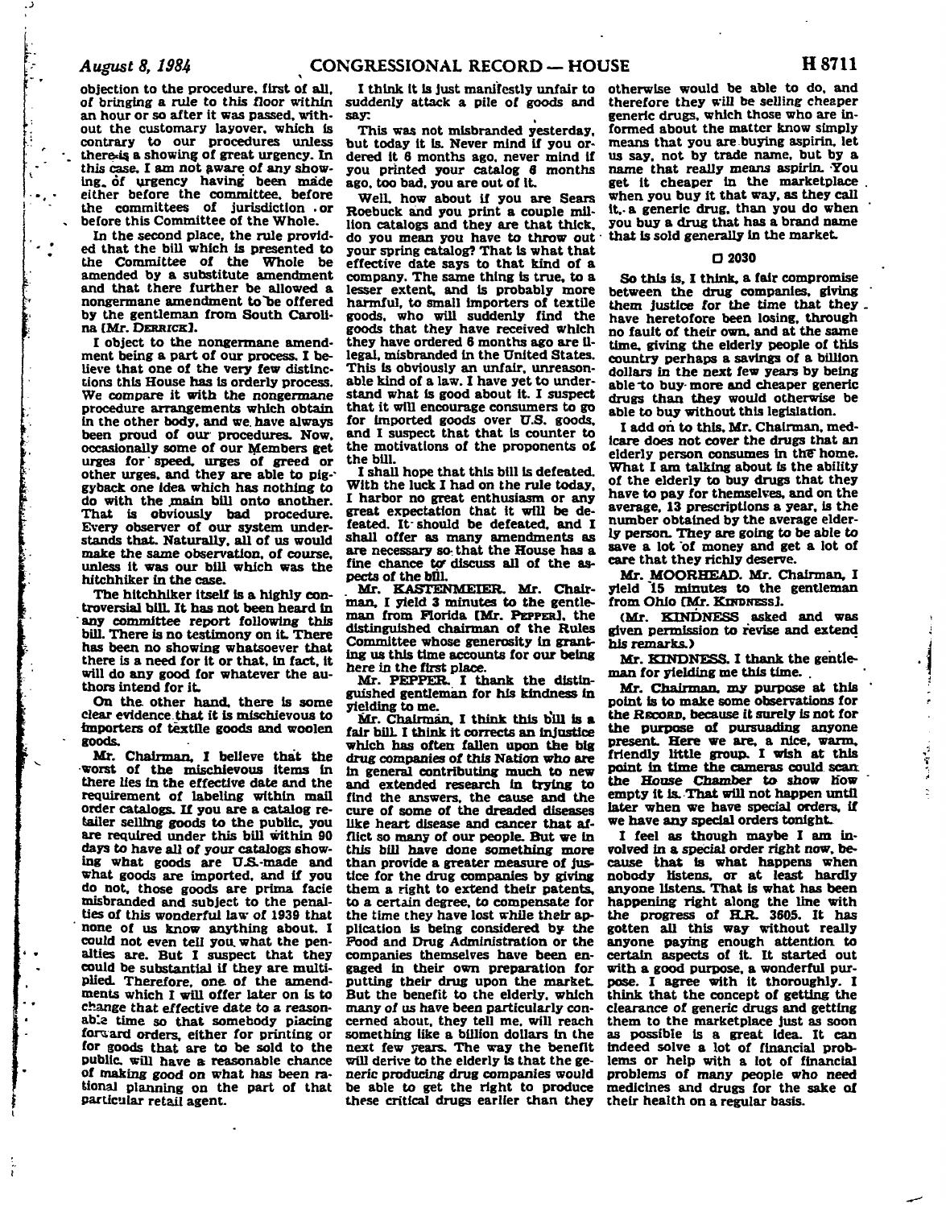objection to the procedure, first of all, of bringing a rule to this floor within an hour or so after it was passed, without the customary layover, which is contrary to our procedures unless there is a showing of great urgency. In this case, I am not aware of any showing of urgency having been made either before the committee, before the committees of jurisdiction or before this Committee of the Whole.

In the second place, the rule provided that the bill which is presented to the Committee of the Whole be amended by a substitute amendment and that there further be allowed a nongermane amendment to be offered by the gentleman from South Carolina [Mr. DERRICK].

I object to the nongermane amendment being a part of our process. I believe that one of the very few distinctions this House has is orderly process. We compare it with the nongermane procedure arrangements which obtain in the other body, and we have always been proud of our procedures. Now, occasionally some of our Members get urges for speed, urges of greed or other urges, and they are able to piggyback one idea which has nothing to do with the main bill onto another. That is obviously bad procedure. Every observer of our system understands that. Naturally, all of us would make the same observation, of course, unless it was our bill which was the hitchhiker in the case.

The hitchhiker itself is a highly controversial bill. It has not been heard in any committee report following this bill. There is no testimony on it. There has been no showing whatsoever that there is a need for it or that, in fact, it will do any good for whatever the authors intend for it.

On the other hand, there is some clear evidence that it is mischievous to importers of textile goods and woolen goods.

Mr. Chairman, I believe that the worst of the mischievous items in there lies in the effective date and the requirement of labeling within mail order catalogs. If you are a catalog retailer selling goods to the public, you are required under this bill within 90 days to have all of your catalogs showing what goods are U.S.-made and what goods are imported, and if you do not, those goods are prima facie misbranded and subject to the penalties of this wonderful law of 1939 that none of us know anything about. I could not even tell you what the penalties are. But I suspect that they could be substantial if they are multiplied. Therefore, one of the amendments which I will offer later on is to change that effective date to a reasonable time so that somebody placing forward orders, either for printing or for goods that are to be sold to the public, will have a reasonable chance of making good on what has been rational planning on the part of that particular retail agent.

I think it is just manifestly unfair to suddenly attack a pile of goods and say:

This was not misbranded yesterday, but today it is. Never mind if you ordered it 6 months ago, never mind if you printed your catalog 6 months ago, too bad, you are out of it.

Well, how about if you are Sears Roebuck and you print a couple million catalogs and they are that thick, do you mean you have to throw out your spring catalog? That is what that effective date says to that kind of a company. The same thing is true, to a lesser extent, and is probably more harmful, to small importers of textile goods, who will suddenly find the goods that they have received which they have ordered 6 months ago are illegal, misbranded in the United States. This is obviously an unfair, unreasonable kind of a law. I have yet to understand what is good about it. I suspect that it will encourage consumers to go for imported goods over U.S. goods, and I suspect that that is counter to the motivations of the proponents of the bill.

I shall hope that this bill is defeated. With the luck I had on the rule today, I harbor no great enthusiasm or any great expectation that it will be defeated. It should be defeated, and I shall offer as many amendments as are necessary so that the House has a fine chance to discuss all of the aspects of the bill.

Mr. KASTENMEIER. Mr. Chairman, I yield 3 minutes to the gentleman from Florida [Mr. PEPPER], the distinguished chairman of the Rules Committee whose generosity in granting us this time accounts for our being here in the first place.

Mr. PEPPER. I thank the distinguished gentleman for his kindness in yielding to me.

Mr. Chairman, I think this bill is a fair bill. I think it corrects an injustice which has often fallen upon the big drug companies of this Nation who are in general contributing much to new and extended research in trying to find the answers, the cause and the cure of some of the dreaded diseases like heart disease and cancer that afflict so many of our people. But we in this bill have done something more than provide a greater measure of justice for the drug companies by giving them a right to extend their patents, to a certain degree, to compensate for the time they have lost while their application is being considered by the Food and Drug Administration or the companies themselves have been engaged in their own preparation for putting their drug upon the market. But the benefit to the elderly, which many of us have been particularly concerned about, they tell me, will reach something like a billion dollars in the next few years. The way the benefit will derive to the elderly is that the generic producing drug companies would be able to get the right to produce these critical drugs earlier than they otherwise would be able to do, and therefore they will be selling cheaper generic drugs, which those who are informed about the matter know simply means that you are buying aspirin, let us say, not by trade name, but by a name that really means aspirin. You get it cheaper in the marketplace when you buy it that way, as they call it, a generic drug, than you do when you buy a drug that has a brand name that is sold generally in the market.

□ 2030

So this is, I think, a fair compromise between the drug companies, giving them justice for the time that they have heretofore been losing, through no fault of their own, and at the same time, giving the elderly people of this country perhaps a savings of a billion dollars in the next few years by being able to buy more and cheaper generic drugs than they would otherwise be able to buy without this legislation.

I add on to this, Mr. Chairman, medicare does not cover the drugs that an elderly person consumes in the home. What I am talking about is the ability of the elderly to buy drugs that they have to pay for themselves, and on the average, 13 prescriptions a year, is the number obtained by the average elderly person. They are going to be able to save a lot of money and get a lot of care that they richly deserve.

Mr. MOORHEAD. Mr. Chairman, I yield 15 minutes to the gentleman from Ohio [Mr. KINDNESS].

(Mr. KINDNESS asked and was given permission to revise and extend his remarks.)

Mr. KINDNESS. I thank the gentleman for yielding me this time.

Mr. Chairman, my purpose at this point is to make some observations for the RECORD, because it surely is not for the purpose of pursuading anyone present. Here we are, a nice, warm, friendly little group. I wish at this point in time the cameras could scan the House Chamber to show how empty it is. That will not happen until later when we have special orders, if we have any special orders tonight.

I feel as though maybe I am involved in a special order right now, because that is what happens when nobody listens, or at least hardly anyone listens. That is what has been happening right along the line with the progress of H.R. 3605. It has gotten all this way without really anyone paying enough attention to certain aspects of it. It started out with a good purpose, a wonderful purpose. I agree with it thoroughly. I think that the concept of getting the clearance of generic drugs and getting them to the marketplace just as soon as possible is a great idea. It can indeed solve a lot of financial problems or help with a lot of financial problems of many people who need medicines and drugs for the sake of their health on a regular basis.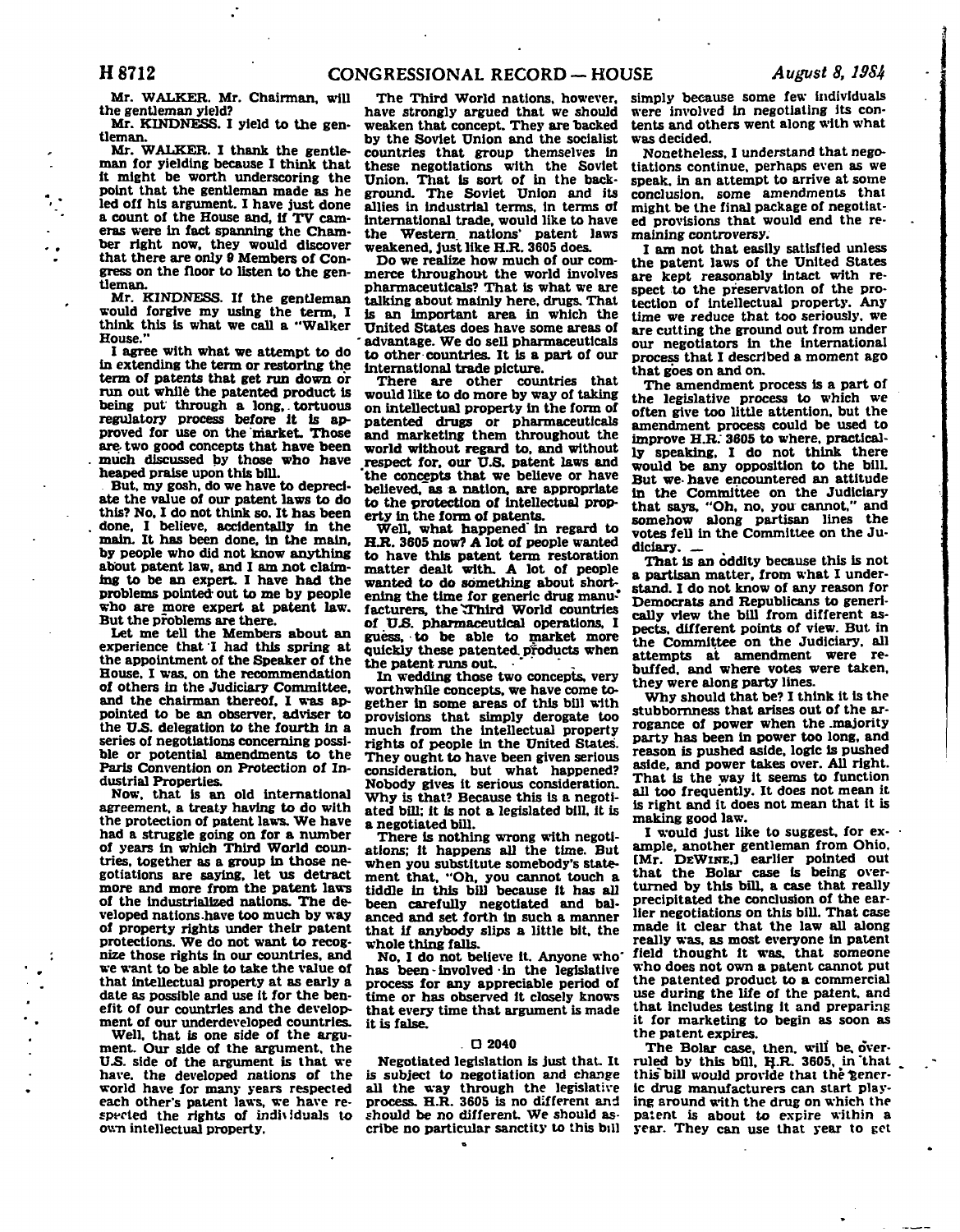Mr. WALKER. Mr. Chairman, will the gentleman yield?

Mr. KINDNESS. I yield to the gentleman.

Mr. WALKER. I thank the gentleman for yielding because I think that it might be worth underscoring the point that the gentleman made as he led off his argument. I have just done a count of the House and, if TV cameras were in fact spanning the Chamber right now, they would discover that there are only 9 Members of Congress on the floor to listen to the gentleman.

Mr. KINDNESS. If the gentleman would forgive my using the term, I think this is what we call a "Walker House."

I agree with what we attempt to do in extending the term or restoring the term of patents that get run down or run out while the patented product is being put through a long, tortuous regulatory process before it is approved for use on the market. Those are two good concepts that have been much discussed by those who have heaped praise upon this bill.

But, my gosh, do we have to depreciate the value of our patent laws to do this? No, I do not think so. It has been done, I believe, accidentally in the main. It has been done, in the main, by people who did not know anything about patent law, and I am not claiming to be an expert. I have had the problems pointed out to me by people who are more expert at patent law. But the problems are there.

Let me tell the Members about an experience that I had this spring at the appointment of the Speaker of the House. I was, on the recommendation of others in the Judiciary Committee, and the chairman thereof, I was appointed to be an observer, adviser to the U.S. delegation to the fourth in a series of negotiations concerning possible or potential amendments to the Paris Convention on Protection of Industrial Properties.

Now, that is an old international agreement, a treaty having to do with the protection of patent laws. We have had a struggle going on for a number of years in which Third World countries, together as a group in those negotiations are saying, let us detract more and more from the patent laws of the industrialized nations. The developed nations have too much by way of property rights under their patent protections. We do not want to recognize those rights in our countries, and we want to be able to take the value of that intellectual property at as early a date as possible and use it for the benefit of our countries and the development of our underdeveloped countries.

Well, that is one side of the argument. Our side of the argument, the U.S. side of the argument is that we have, the developed nations of the world have for many years respected each other's patent laws, we have respected the rights of individuals to own intellectual property.

The Third World nations, however, have strongly argued that we should weaken that concept. They are backed by the Soviet Union and the socialist countries that group themselves in these negotiations with the Soviet Union. That is sort of in the background. The Soviet Union and its allies in industrial terms, in terms of international trade, would like to have the Western nations' patent laws weakened, just like H.R. 3605 does.

Do we realize how much of our commerce throughout the world involves pharmaceuticals? That is what we are talking about mainly here, drugs. That is an important area in which the United States does have some areas of advantage. We do sell pharmaceuticals to other countries. It is a part of our international trade picture.

There are other countries that would like to do more by way of taking on intellectual property in the form of patented drugs or pharmaceuticals and marketing them throughout the world without regard to, and without respect for, our U.S. patent laws and the concepts that we believe or have believed, as a nation, are appropriate to the protection of intellectual property in the form of patents.

Well, what happened in regard to H.R. 3605 now? A lot of people wanted to have this patent term restoration matter dealt with. A lot of people wanted to do something about shortening the time for generic drug manufacturers, the Third World countries of U.S. pharmaceutical operations, I guess, to be able to market more quickly these patented products when the patent runs out.

In wedding those two concepts, very worthwhile concepts, we have come together in some areas of this bill with provisions that simply derogate too much from the intellectual property rights of people in the United States. They ought to have been given serious consideration, but what happened? Nobody gives it serious consideration. Why is that? Because this is a negotiated bill; it is not a legislated bill, it is a negotiated bill.

There is nothing wrong with negotiations; it happens all the time. But when you substitute somebody's statement that, "Oh, you cannot touch a tiddle in this bill because it has all been carefully negotiated and balanced and set forth in such a manner that if anybody slips a little bit, the whole thing falls.

No, I do not believe it. Anyone who has been involved in the legislative process for any appreciable period of time or has observed it closely knows that every time that argument is made it is false.

☐ 2040

Negotiated legislation is just that. It is subject to negotiation and change all the way through the legislative process. H.R. 3605 is no different and should be no different. We should ascribe no particular sanctity to this bill simply because some few individuals were involved in negotiating its contents and others went along with what was decided.

Nonetheless, I understand that negotiations continue, perhaps even as we speak, in an attempt to arrive at some conclusion, some amendments that might be the final package of negotiated provisions that would end the remaining controversy.

I am not that easily satisfied unless the patent laws of the United States are kept reasonably intact with respect to the preservation of the protection of intellectual property. Any time we reduce that too seriously, we are cutting the ground out from under our negotiators in the international process that I described a moment ago that goes on and on.

The amendment process is a part of the legislative process to which we often give too little attention, but the amendment process could be used to improve H.R. 3605 to where, practically speaking, I do not think there would be any opposition to the bill. But we have encountered an attitude in the Committee on the Judiciary that says, "Oh, no, you cannot," and somehow along partisan lines the votes fell in the Committee on the Judiciary.

That is an oddity because this is not a partisan matter, from what I understand. I do not know of any reason for Democrats and Republicans to generically view the bill from different aspects, different points of view. But in the Committee on the Judiciary, all attempts at amendment were rebuffed, and where votes were taken, they were along party lines.

Why should that be? I think it is the stubbornness that arises out of the arrogance of power when the majority party has been in power too long, and reason is pushed aside, logic is pushed aside, and power takes over. All right. That is the way it seems to function all too frequently. It does not mean it is right and it does not mean that it is making good law.

I would just like to suggest, for example, another gentleman from Ohio, [Mr. DEWINE,] earlier pointed out that the Bolar case is being overturned by this bill, a case that really precipitated the conclusion of the earlier negotiations on this bill. That case made it clear that the law all along really was, as most everyone in patent field thought it was, that someone who does not own a patent cannot put the patented product to a commercial use during the life of the patent, and that includes testing it and preparing it for marketing to begin as soon as the patent expires.

The Bolar case, then, will be overruled by this bill, H.R. 3605, in that this bill would provide that the generic drug manufacturers can start playing around with the drug on which the patent is about to expire within a year. They can use that year to get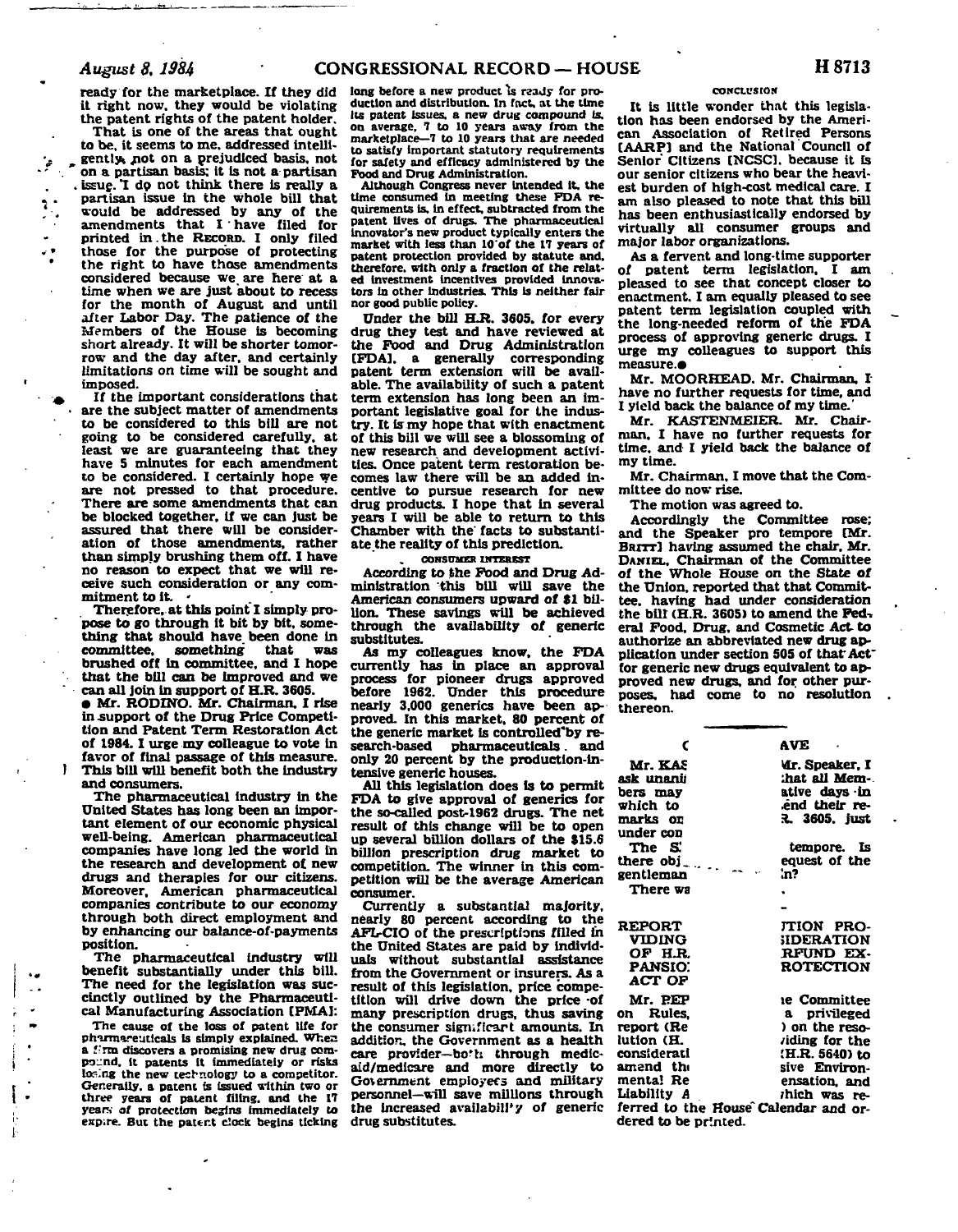ready for the marketplace. If they did it right now, they would be violating the patent rights of the patent holder.

That is one of the areas that ought to be, it seems to me, addressed intelligently, not on a prejudiced basis, not on a partisan basis; it is not a partisan issue. I do not think there is really a partisan issue in the whole bill that would be addressed by any of the amendments that I have filed for printed in the RECORD. I only filed those for the purpose of protecting the right to have those amendments considered because we are here at a time when we are just about to recess for the month of August and until after Labor Day. The patience of the Members of the House is becoming short already. It will be shorter tomorrow and the day after, and certainly limitations on time will be sought and imposed.

If the important considerations that are the subject matter of amendments to be considered to this bill are not going to be considered carefully, at least we are guaranteeing that they have 5 minutes for each amendment to be considered. I certainly hope we are not pressed to that procedure. There are some amendments that can be blocked together, if we can just be assured that there will be consideration of those amendments, rather than simply brushing them off. I have no reason to expect that we will receive such consideration or any commitment to it.

Therefore, at this point I simply propose to go through it bit by bit, something that should have been done in committee, something that was brushed off in committee, and I hope that the bill can be improved and we can all join in support of H.R. 3605.

● Mr. RODINO. Mr. Chairman, I rise in support of the Drug Price Competition and Patent Term Restoration Act of 1984. I urge my colleague to vote in favor of final passage of this measure. This bill will benefit both the industry and consumers.

The pharmaceutical industry in the United States has long been an important element of our economic physical well-being. American pharmaceutical companies have long led the world in the research and development of new drugs and therapies for our citizens. Moreover, American pharmaceutical companies contribute to our economy through both direct employment and by enhancing our balance-of-payments position.

The pharmaceutical industry will benefit substantially under this bill. The need for the legislation was succinctly outlined by the Pharmaceutical Manufacturing Association [PMA]:

> The cause of the loss of patent life for pharmaceuticals is simply explained. When a firm discovers a promising new drug compound, it patents it immediately or risks losing the new technology to a competitor. Generally, a patent is issued within two or three years of patent filing, and the 17 years of protection begins immediately to expire. But the patent clock begins ticking long before a new product is ready for production and distribution. In fact, at the time its patent issues, a new drug compound is, on average, 7 to 10 years away from the marketplace—7 to 10 years that are needed to satisfy important statutory requirements for safety and efficacy administered by the Food and Drug Administration.
>
> Although Congress never intended it, the time consumed in meeting these FDA requirements is, in effect, subtracted from the patent lives of drugs. The pharmaceutical innovator's new product typically enters the market with less than 10 of the 17 years of patent protection provided by statute and, therefore, with only a fraction of the related investment incentives provided innovators in other industries. This is neither fair nor good public policy.

Under the bill H.R. 3605, for every drug they test and have reviewed at the Food and Drug Administration [FDA], a generally corresponding patent term extension will be available. The availability of such a patent term extension has long been an important legislative goal for the industry. It is my hope that with enactment of this bill we will see a blossoming of new research and development activities. Once patent term restoration becomes law there will be an added incentive to pursue research for new drug products. I hope that in several years I will be able to return to this Chamber with the facts to substantiate the reality of this prediction.

CONSUMER INTEREST

According to the Food and Drug Administration this bill will save the American consumers upward of $1 billion. These savings will be achieved through the availability of generic substitutes.

As my colleagues know, the FDA currently has in place an approval process for pioneer drugs approved before 1962. Under this procedure nearly 3,000 generics have been approved. In this market, 80 percent of the generic market is controlled by research-based pharmaceuticals and only 20 percent by the production-intensive generic houses.

All this legislation does is to permit FDA to give approval of generics for the so-called post-1962 drugs. The net result of this change will be to open up several billion dollars of the $15.6 billion prescription drug market to competition. The winner in this competition will be the average American consumer.

Currently a substantial majority, nearly 80 percent according to the AFL-CIO of the prescriptions filled in the United States are paid by individuals without substantial assistance from the Government or insurers. As a result of this legislation, price competition will drive down the price of many prescription drugs, thus saving the consumer significant amounts. In addition, the Government as a health care provider—both through medicaid/medicare and more directly to Government employees and military personnel—will save millions through the increased availability of generic drug substitutes.

CONCLUSION

It is little wonder that this legislation has been endorsed by the American Association of Retired Persons [AARP] and the National Council of Senior Citizens [NCSC], because it is our senior citizens who bear the heaviest burden of high-cost medical care. I am also pleased to note that this bill has been enthusiastically endorsed by virtually all consumer groups and major labor organizations.

As a fervent and long-time supporter of patent term legislation, I am pleased to see that concept closer to enactment. I am equally pleased to see patent term legislation coupled with the long-needed reform of the FDA process of approving generic drugs. I urge my colleagues to support this measure.●

Mr. MOORHEAD. Mr. Chairman, I have no further requests for time, and I yield back the balance of my time.

Mr. KASTENMEIER. Mr. Chairman, I have no further requests for time, and I yield back the balance of my time.

Mr. Chairman, I move that the Committee do now rise.

The motion was agreed to.

Accordingly the Committee rose; and the Speaker pro tempore [Mr. BRITT] having assumed the chair, Mr. DANIEL, Chairman of the Committee of the Whole House on the State of the Union, reported that that Committee, having had under consideration the bill (H.R. 3605) to amend the Federal Food, Drug, and Cosmetic Act to authorize an abbreviated new drug application under section 505 of that Act for generic new drugs equivalent to approved new drugs, and for other purposes, had come to no resolution thereon.

C AVE

Mr. KAS Mr. Speaker, I ask unani that all Members may ative days in which to end their remarks on R. 3605, just under con

The S tempore. Is there obj equest of the gentleman n?

There wa

REPORT TION PROVIDING SIDERATION OF H.R. RFUND EXPANSIO ROTECTION ACT OF

Mr. PEP e Committee on Rules, a privileged report (Re ) on the resolution (H. iding for the considerati (H.R. 5640) to amend th sive Environmental Re ensation, and Liability A hich was referred to the House Calendar and ordered to be printed.